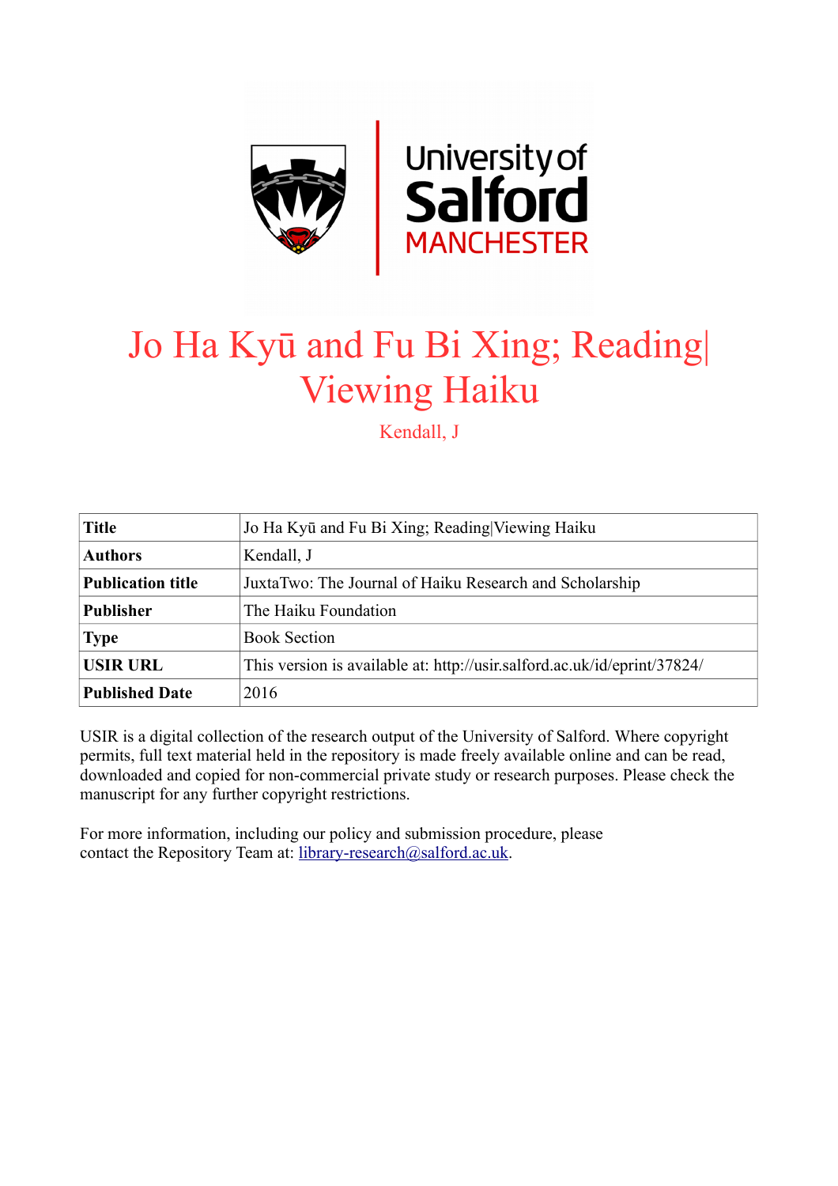University of Salford MANCHESTER

# Jo Ha Kyū and Fu Bi Xing; Reading|Viewing Haiku

Kendall, J

| Title | Jo Ha Kyū and Fu Bi Xing; Reading|Viewing Haiku |
|---|---|
| Authors | Kendall, J |
| Publication title | JuxtaTwo: The Journal of Haiku Research and Scholarship |
| Publisher | The Haiku Foundation |
| Type | Book Section |
| USIR URL | This version is available at: http://usir.salford.ac.uk/id/eprint/37824/ |
| Published Date | 2016 |

USIR is a digital collection of the research output of the University of Salford. Where copyright permits, full text material held in the repository is made freely available online and can be read, downloaded and copied for non-commercial private study or research purposes. Please check the manuscript for any further copyright restrictions.

For more information, including our policy and submission procedure, please contact the Repository Team at: library-research@salford.ac.uk.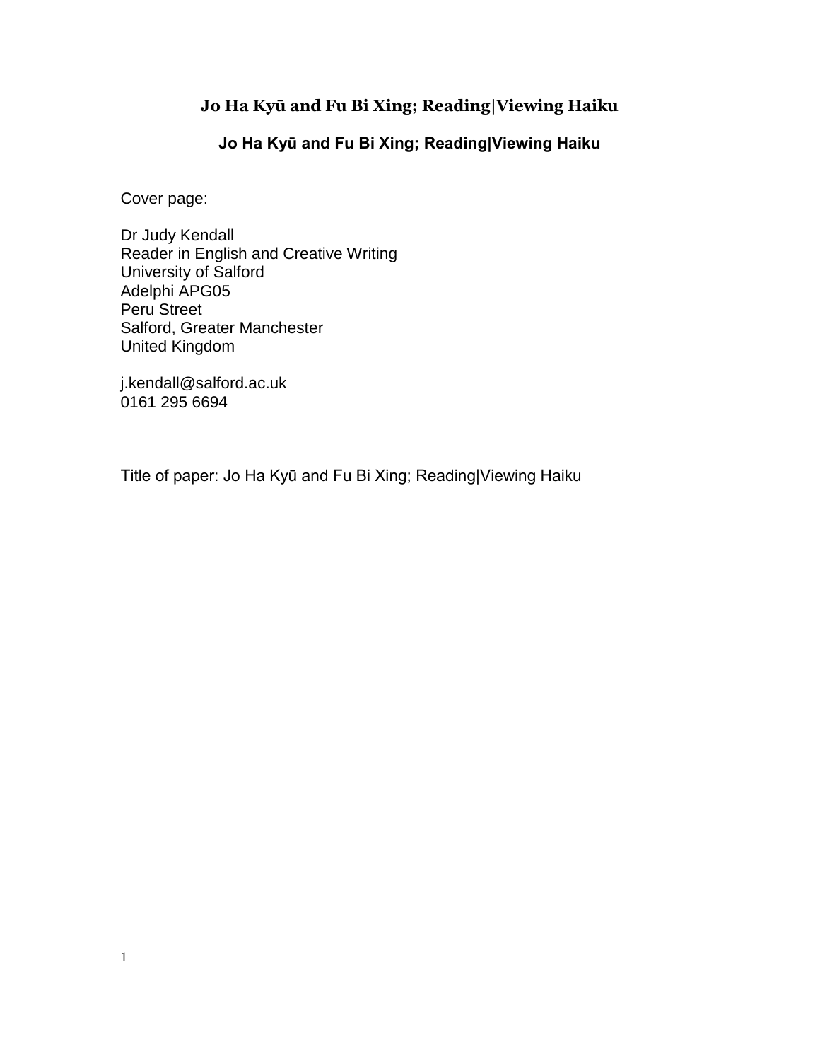# Jo Ha Kyū and Fu Bi Xing; Reading|Viewing Haiku

## Jo Ha Kyū and Fu Bi Xing; Reading|Viewing Haiku

Cover page:

Dr Judy Kendall
Reader in English and Creative Writing
University of Salford
Adelphi APG05
Peru Street
Salford, Greater Manchester
United Kingdom

j.kendall@salford.ac.uk
0161 295 6694

Title of paper: Jo Ha Kyū and Fu Bi Xing; Reading|Viewing Haiku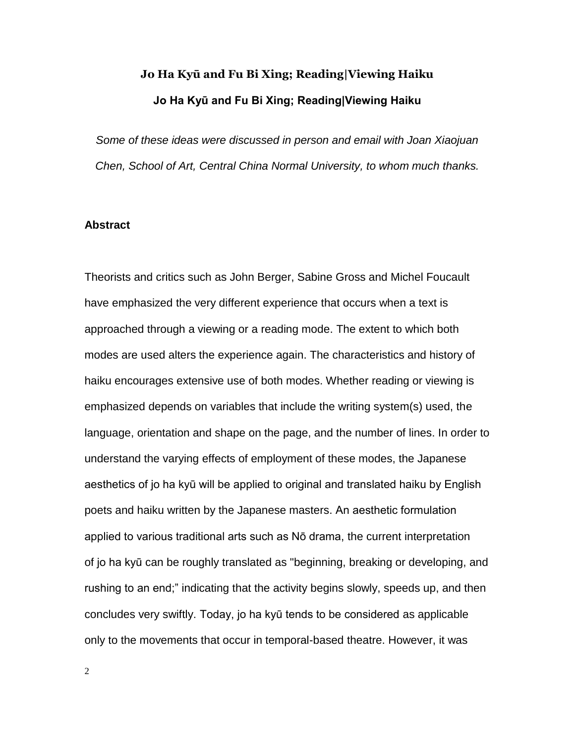# Jo Ha Kyū and Fu Bi Xing; Reading|Viewing Haiku

## Jo Ha Kyū and Fu Bi Xing; Reading|Viewing Haiku

*Some of these ideas were discussed in person and email with Joan Xiaojuan Chen, School of Art, Central China Normal University, to whom much thanks.*

### Abstract

Theorists and critics such as John Berger, Sabine Gross and Michel Foucault have emphasized the very different experience that occurs when a text is approached through a viewing or a reading mode. The extent to which both modes are used alters the experience again. The characteristics and history of haiku encourages extensive use of both modes. Whether reading or viewing is emphasized depends on variables that include the writing system(s) used, the language, orientation and shape on the page, and the number of lines. In order to understand the varying effects of employment of these modes, the Japanese aesthetics of jo ha kyū will be applied to original and translated haiku by English poets and haiku written by the Japanese masters. An aesthetic formulation applied to various traditional arts such as Nō drama, the current interpretation of jo ha kyū can be roughly translated as "beginning, breaking or developing, and rushing to an end;" indicating that the activity begins slowly, speeds up, and then concludes very swiftly. Today, jo ha kyū tends to be considered as applicable only to the movements that occur in temporal-based theatre. However, it was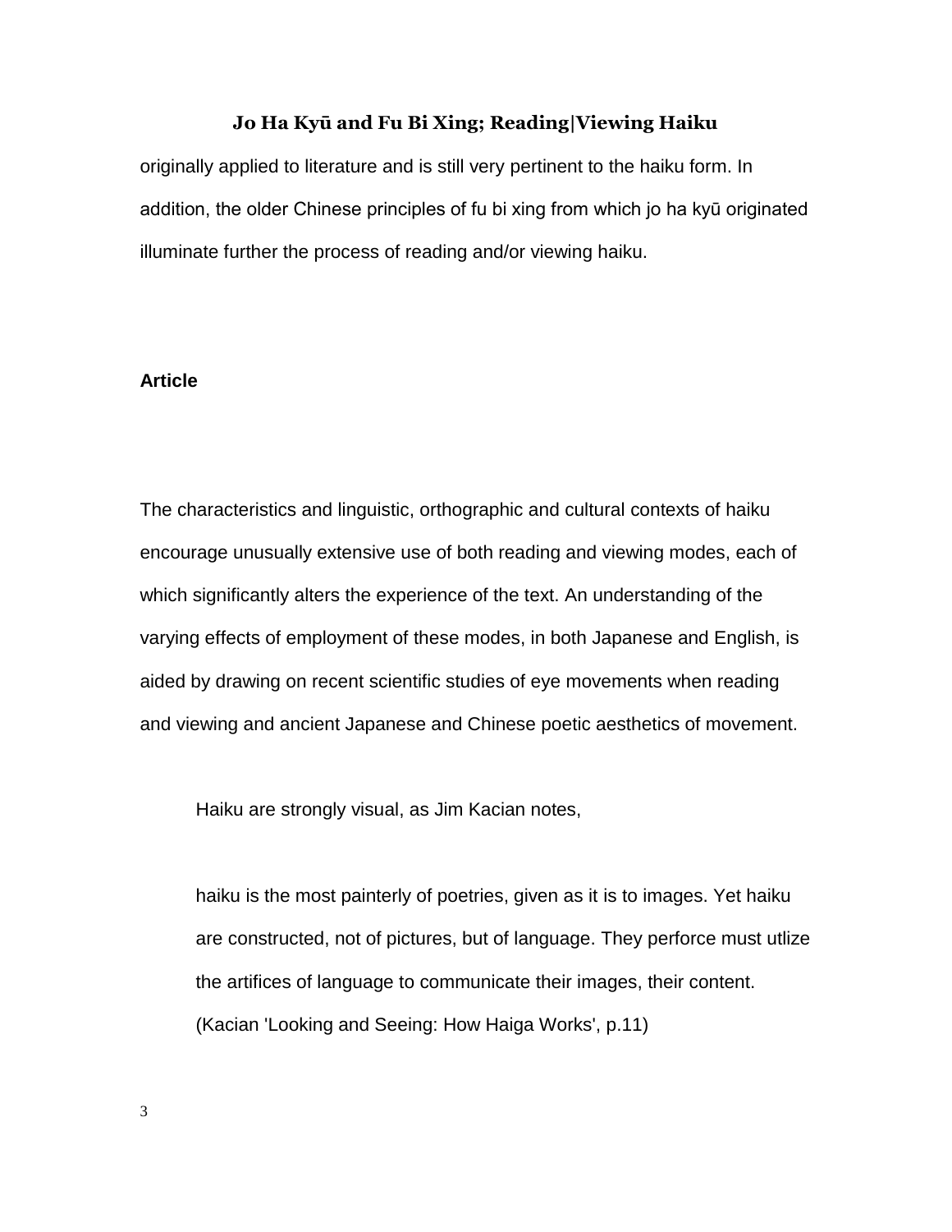originally applied to literature and is still very pertinent to the haiku form. In addition, the older Chinese principles of fu bi xing from which jo ha kyū originated illuminate further the process of reading and/or viewing haiku.

**Article**

The characteristics and linguistic, orthographic and cultural contexts of haiku encourage unusually extensive use of both reading and viewing modes, each of which significantly alters the experience of the text. An understanding of the varying effects of employment of these modes, in both Japanese and English, is aided by drawing on recent scientific studies of eye movements when reading and viewing and ancient Japanese and Chinese poetic aesthetics of movement.

Haiku are strongly visual, as Jim Kacian notes,

> haiku is the most painterly of poetries, given as it is to images. Yet haiku are constructed, not of pictures, but of language. They perforce must utlize the artifices of language to communicate their images, their content. (Kacian 'Looking and Seeing: How Haiga Works', p.11)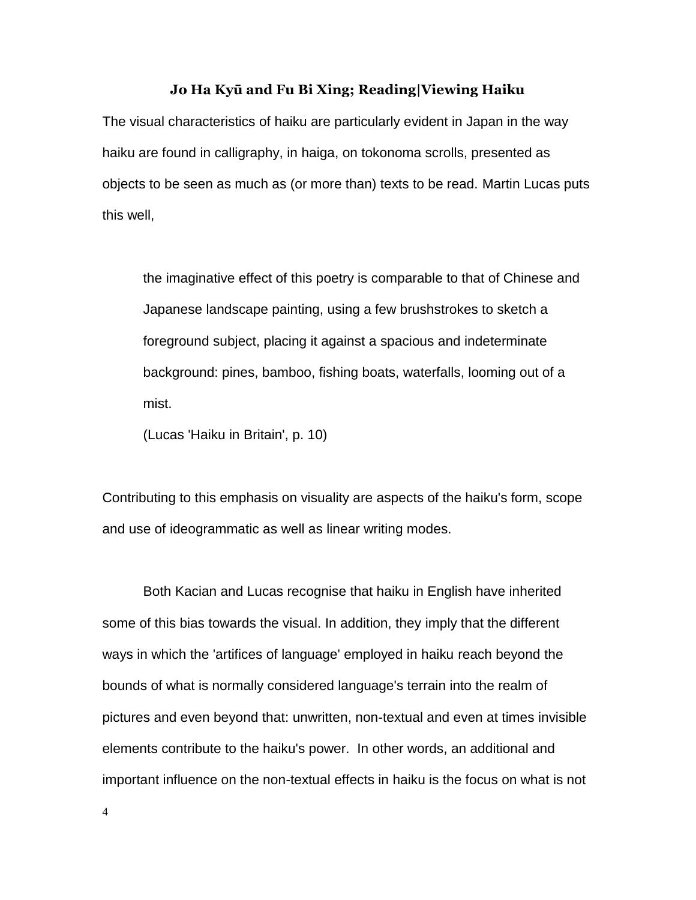## Jo Ha Kyū and Fu Bi Xing; Reading|Viewing Haiku

The visual characteristics of haiku are particularly evident in Japan in the way haiku are found in calligraphy, in haiga, on tokonoma scrolls, presented as objects to be seen as much as (or more than) texts to be read. Martin Lucas puts this well,

> the imaginative effect of this poetry is comparable to that of Chinese and Japanese landscape painting, using a few brushstrokes to sketch a foreground subject, placing it against a spacious and indeterminate background: pines, bamboo, fishing boats, waterfalls, looming out of a mist.
>
> (Lucas 'Haiku in Britain', p. 10)

Contributing to this emphasis on visuality are aspects of the haiku's form, scope and use of ideogrammatic as well as linear writing modes.

Both Kacian and Lucas recognise that haiku in English have inherited some of this bias towards the visual. In addition, they imply that the different ways in which the 'artifices of language' employed in haiku reach beyond the bounds of what is normally considered language's terrain into the realm of pictures and even beyond that: unwritten, non-textual and even at times invisible elements contribute to the haiku's power. In other words, an additional and important influence on the non-textual effects in haiku is the focus on what is not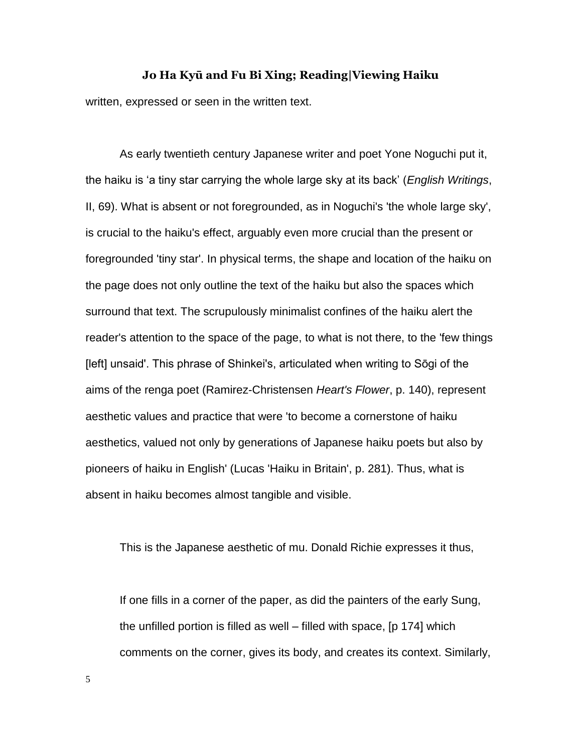written, expressed or seen in the written text.

As early twentieth century Japanese writer and poet Yone Noguchi put it, the haiku is 'a tiny star carrying the whole large sky at its back' (*English Writings*, II, 69). What is absent or not foregrounded, as in Noguchi's 'the whole large sky', is crucial to the haiku's effect, arguably even more crucial than the present or foregrounded 'tiny star'. In physical terms, the shape and location of the haiku on the page does not only outline the text of the haiku but also the spaces which surround that text. The scrupulously minimalist confines of the haiku alert the reader's attention to the space of the page, to what is not there, to the 'few things [left] unsaid'. This phrase of Shinkei's, articulated when writing to Sōgi of the aims of the renga poet (Ramirez-Christensen *Heart's Flower*, p. 140), represent aesthetic values and practice that were 'to become a cornerstone of haiku aesthetics, valued not only by generations of Japanese haiku poets but also by pioneers of haiku in English' (Lucas 'Haiku in Britain', p. 281). Thus, what is absent in haiku becomes almost tangible and visible.

This is the Japanese aesthetic of mu. Donald Richie expresses it thus,

> If one fills in a corner of the paper, as did the painters of the early Sung, the unfilled portion is filled as well – filled with space, [p 174] which comments on the corner, gives its body, and creates its context. Similarly,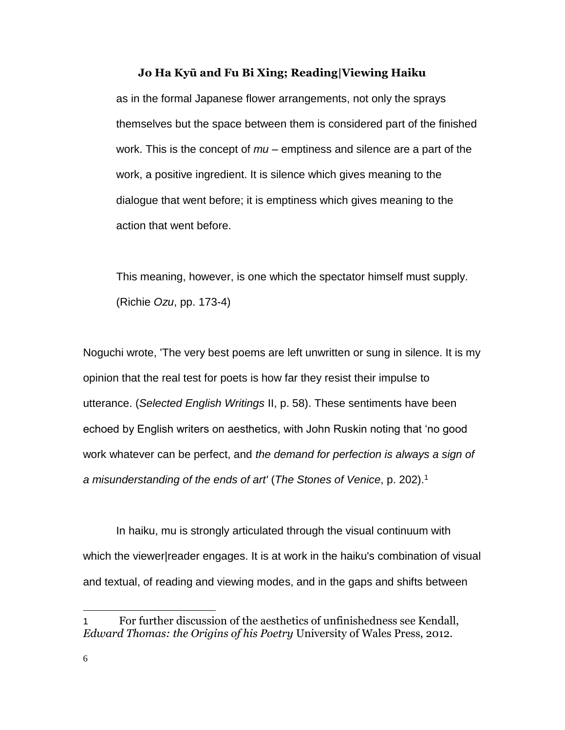as in the formal Japanese flower arrangements, not only the sprays themselves but the space between them is considered part of the finished work. This is the concept of *mu* – emptiness and silence are a part of the work, a positive ingredient. It is silence which gives meaning to the dialogue that went before; it is emptiness which gives meaning to the action that went before.

> This meaning, however, is one which the spectator himself must supply. (Richie *Ozu*, pp. 173-4)

Noguchi wrote, 'The very best poems are left unwritten or sung in silence. It is my opinion that the real test for poets is how far they resist their impulse to utterance. (*Selected English Writings* II, p. 58). These sentiments have been echoed by English writers on aesthetics, with John Ruskin noting that 'no good work whatever can be perfect, and *the demand for perfection is always a sign of a misunderstanding of the ends of art'* (*The Stones of Venice*, p. 202).[1]

In haiku, mu is strongly articulated through the visual continuum with which the viewer|reader engages. It is at work in the haiku's combination of visual and textual, of reading and viewing modes, and in the gaps and shifts between

---

1 For further discussion of the aesthetics of unfinishedness see Kendall, *Edward Thomas: the Origins of his Poetry* University of Wales Press, 2012.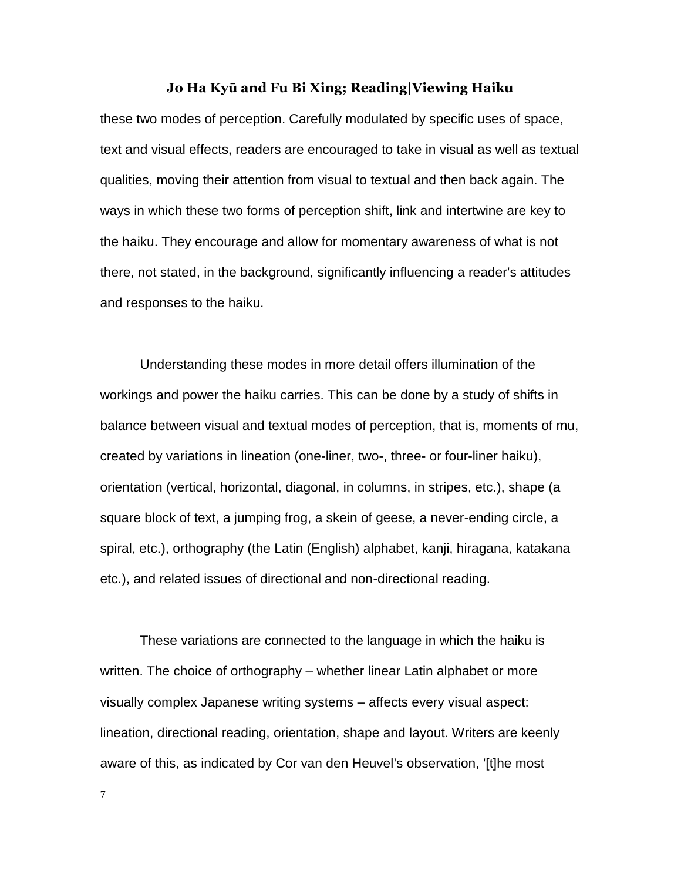these two modes of perception. Carefully modulated by specific uses of space, text and visual effects, readers are encouraged to take in visual as well as textual qualities, moving their attention from visual to textual and then back again. The ways in which these two forms of perception shift, link and intertwine are key to the haiku. They encourage and allow for momentary awareness of what is not there, not stated, in the background, significantly influencing a reader's attitudes and responses to the haiku.

Understanding these modes in more detail offers illumination of the workings and power the haiku carries. This can be done by a study of shifts in balance between visual and textual modes of perception, that is, moments of mu, created by variations in lineation (one-liner, two-, three- or four-liner haiku), orientation (vertical, horizontal, diagonal, in columns, in stripes, etc.), shape (a square block of text, a jumping frog, a skein of geese, a never-ending circle, a spiral, etc.), orthography (the Latin (English) alphabet, kanji, hiragana, katakana etc.), and related issues of directional and non-directional reading.

These variations are connected to the language in which the haiku is written. The choice of orthography – whether linear Latin alphabet or more visually complex Japanese writing systems – affects every visual aspect: lineation, directional reading, orientation, shape and layout. Writers are keenly aware of this, as indicated by Cor van den Heuvel's observation, '[t]he most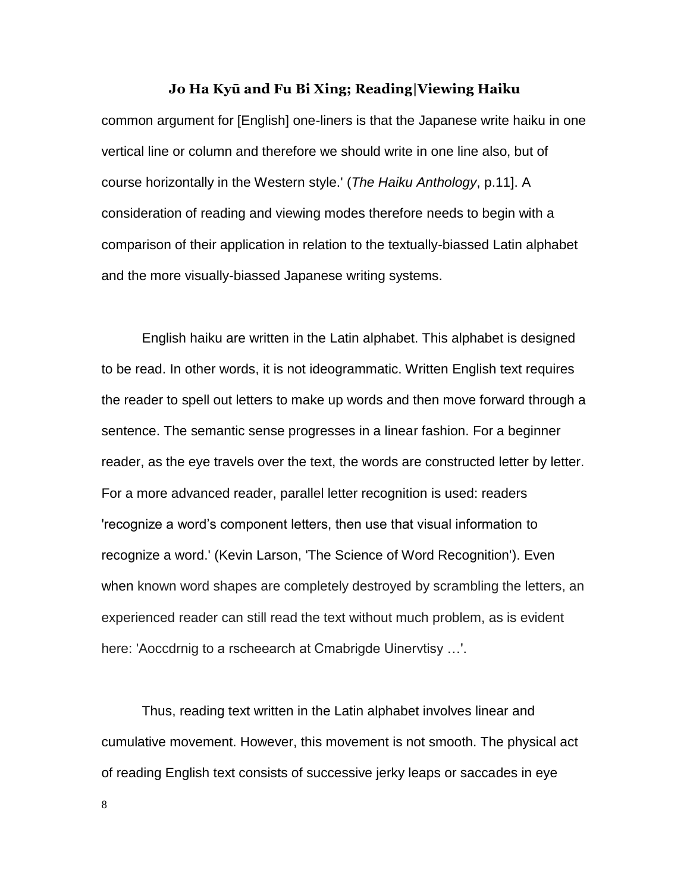common argument for [English] one-liners is that the Japanese write haiku in one vertical line or column and therefore we should write in one line also, but of course horizontally in the Western style.' (*The Haiku Anthology*, p.11]. A consideration of reading and viewing modes therefore needs to begin with a comparison of their application in relation to the textually-biassed Latin alphabet and the more visually-biassed Japanese writing systems.

English haiku are written in the Latin alphabet. This alphabet is designed to be read. In other words, it is not ideogrammatic. Written English text requires the reader to spell out letters to make up words and then move forward through a sentence. The semantic sense progresses in a linear fashion. For a beginner reader, as the eye travels over the text, the words are constructed letter by letter. For a more advanced reader, parallel letter recognition is used: readers 'recognize a word's component letters, then use that visual information to recognize a word.' (Kevin Larson, 'The Science of Word Recognition'). Even when known word shapes are completely destroyed by scrambling the letters, an experienced reader can still read the text without much problem, as is evident here: 'Aoccdrnig to a rscheearch at Cmabrigde Uinervtisy …'.

Thus, reading text written in the Latin alphabet involves linear and cumulative movement. However, this movement is not smooth. The physical act of reading English text consists of successive jerky leaps or saccades in eye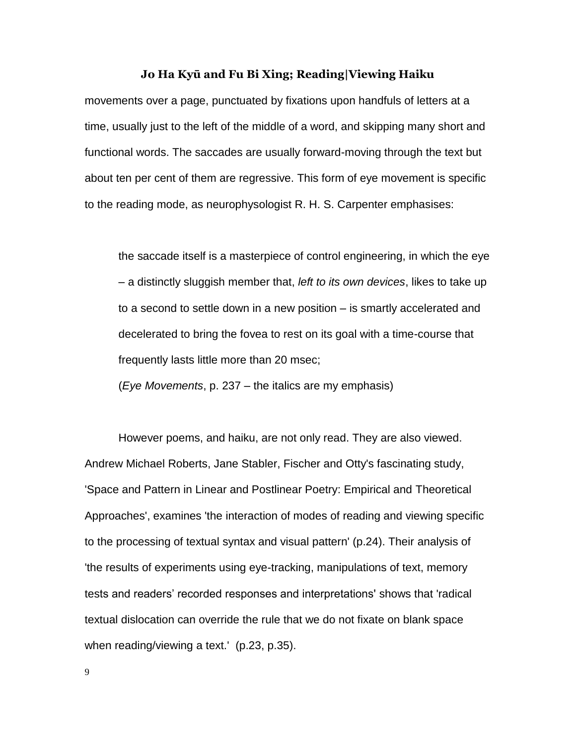movements over a page, punctuated by fixations upon handfuls of letters at a time, usually just to the left of the middle of a word, and skipping many short and functional words. The saccades are usually forward-moving through the text but about ten per cent of them are regressive. This form of eye movement is specific to the reading mode, as neurophysologist R. H. S. Carpenter emphasises:

> the saccade itself is a masterpiece of control engineering, in which the eye – a distinctly sluggish member that, *left to its own devices*, likes to take up to a second to settle down in a new position – is smartly accelerated and decelerated to bring the fovea to rest on its goal with a time-course that frequently lasts little more than 20 msec;
>
> (*Eye Movements*, p. 237 – the italics are my emphasis)

However poems, and haiku, are not only read. They are also viewed. Andrew Michael Roberts, Jane Stabler, Fischer and Otty's fascinating study, 'Space and Pattern in Linear and Postlinear Poetry: Empirical and Theoretical Approaches', examines 'the interaction of modes of reading and viewing specific to the processing of textual syntax and visual pattern' (p.24). Their analysis of 'the results of experiments using eye-tracking, manipulations of text, memory tests and readers' recorded responses and interpretations' shows that 'radical textual dislocation can override the rule that we do not fixate on blank space when reading/viewing a text.' (p.23, p.35).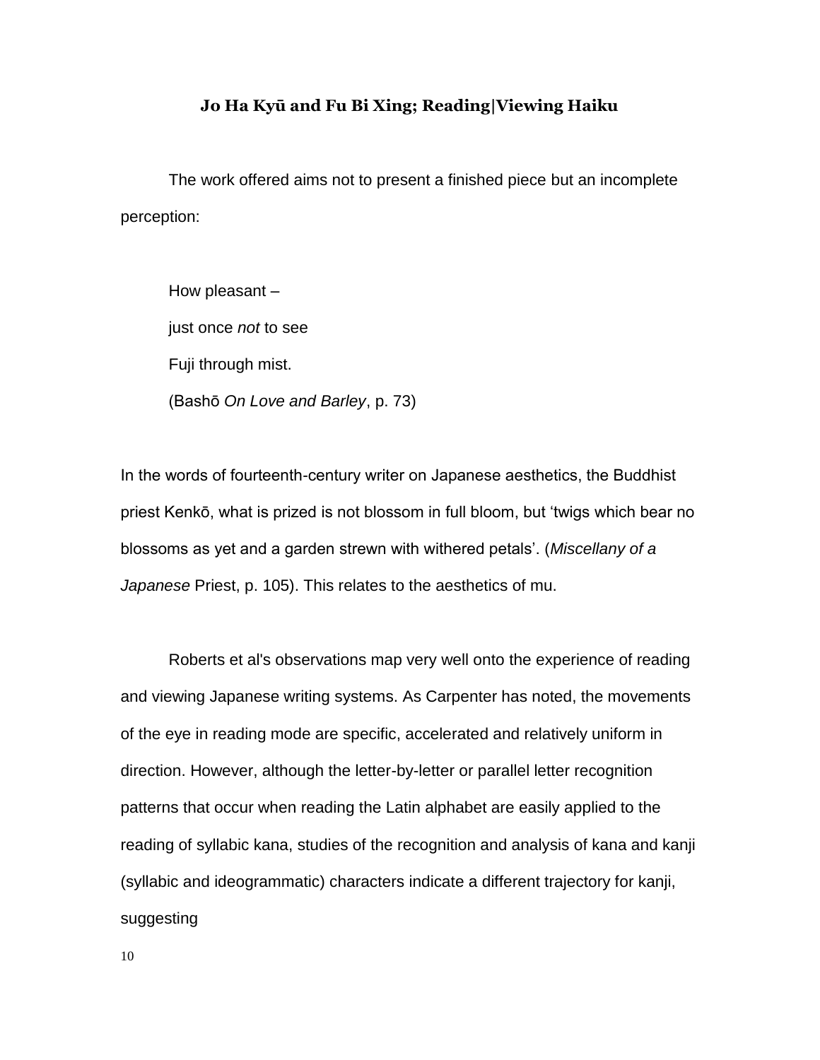## Jo Ha Kyū and Fu Bi Xing; Reading|Viewing Haiku

The work offered aims not to present a finished piece but an incomplete perception:

> How pleasant –
> just once *not* to see
> Fuji through mist.
> (Bashō *On Love and Barley*, p. 73)

In the words of fourteenth-century writer on Japanese aesthetics, the Buddhist priest Kenkō, what is prized is not blossom in full bloom, but 'twigs which bear no blossoms as yet and a garden strewn with withered petals'. (*Miscellany of a Japanese* Priest, p. 105). This relates to the aesthetics of mu.

Roberts et al's observations map very well onto the experience of reading and viewing Japanese writing systems. As Carpenter has noted, the movements of the eye in reading mode are specific, accelerated and relatively uniform in direction. However, although the letter-by-letter or parallel letter recognition patterns that occur when reading the Latin alphabet are easily applied to the reading of syllabic kana, studies of the recognition and analysis of kana and kanji (syllabic and ideogrammatic) characters indicate a different trajectory for kanji, suggesting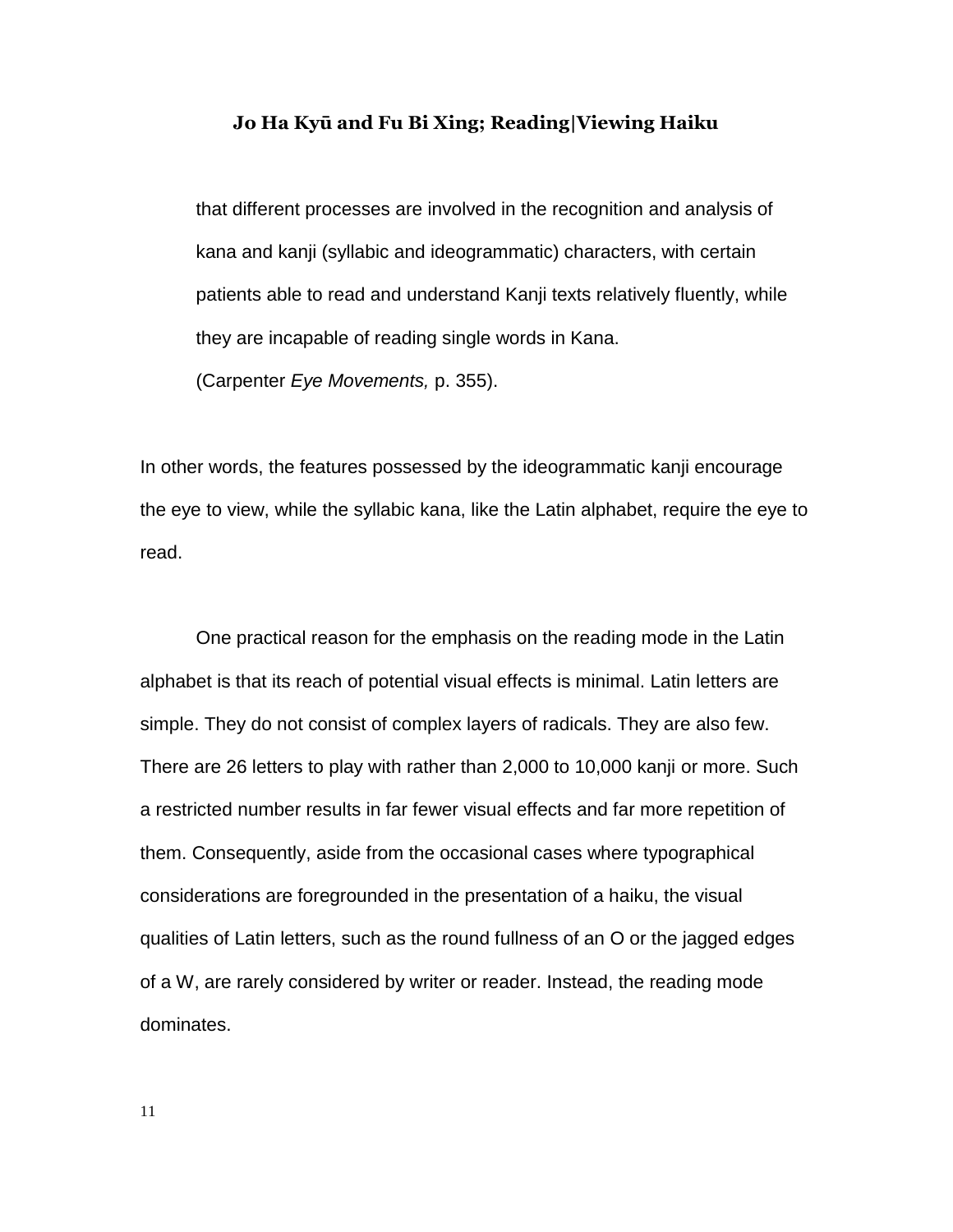> that different processes are involved in the recognition and analysis of kana and kanji (syllabic and ideogrammatic) characters, with certain patients able to read and understand Kanji texts relatively fluently, while they are incapable of reading single words in Kana.
> (Carpenter *Eye Movements,* p. 355).

In other words, the features possessed by the ideogrammatic kanji encourage the eye to view, while the syllabic kana, like the Latin alphabet, require the eye to read.

One practical reason for the emphasis on the reading mode in the Latin alphabet is that its reach of potential visual effects is minimal. Latin letters are simple. They do not consist of complex layers of radicals. They are also few. There are 26 letters to play with rather than 2,000 to 10,000 kanji or more. Such a restricted number results in far fewer visual effects and far more repetition of them. Consequently, aside from the occasional cases where typographical considerations are foregrounded in the presentation of a haiku, the visual qualities of Latin letters, such as the round fullness of an O or the jagged edges of a W, are rarely considered by writer or reader. Instead, the reading mode dominates.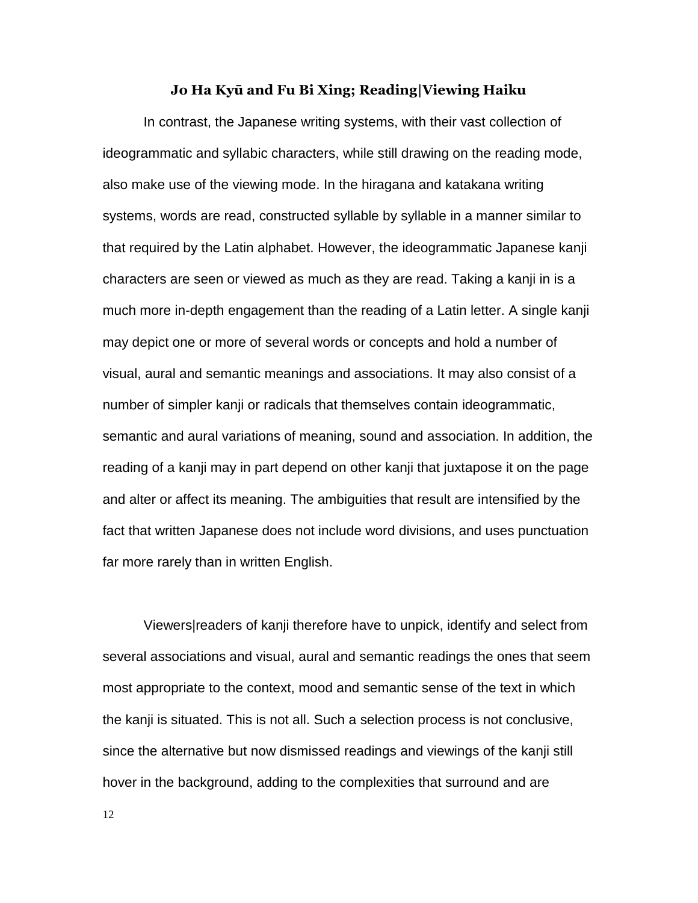**Jo Ha Kyū and Fu Bi Xing; Reading|Viewing Haiku**

In contrast, the Japanese writing systems, with their vast collection of ideogrammatic and syllabic characters, while still drawing on the reading mode, also make use of the viewing mode. In the hiragana and katakana writing systems, words are read, constructed syllable by syllable in a manner similar to that required by the Latin alphabet. However, the ideogrammatic Japanese kanji characters are seen or viewed as much as they are read. Taking a kanji in is a much more in-depth engagement than the reading of a Latin letter. A single kanji may depict one or more of several words or concepts and hold a number of visual, aural and semantic meanings and associations. It may also consist of a number of simpler kanji or radicals that themselves contain ideogrammatic, semantic and aural variations of meaning, sound and association. In addition, the reading of a kanji may in part depend on other kanji that juxtapose it on the page and alter or affect its meaning. The ambiguities that result are intensified by the fact that written Japanese does not include word divisions, and uses punctuation far more rarely than in written English.

Viewers|readers of kanji therefore have to unpick, identify and select from several associations and visual, aural and semantic readings the ones that seem most appropriate to the context, mood and semantic sense of the text in which the kanji is situated. This is not all. Such a selection process is not conclusive, since the alternative but now dismissed readings and viewings of the kanji still hover in the background, adding to the complexities that surround and are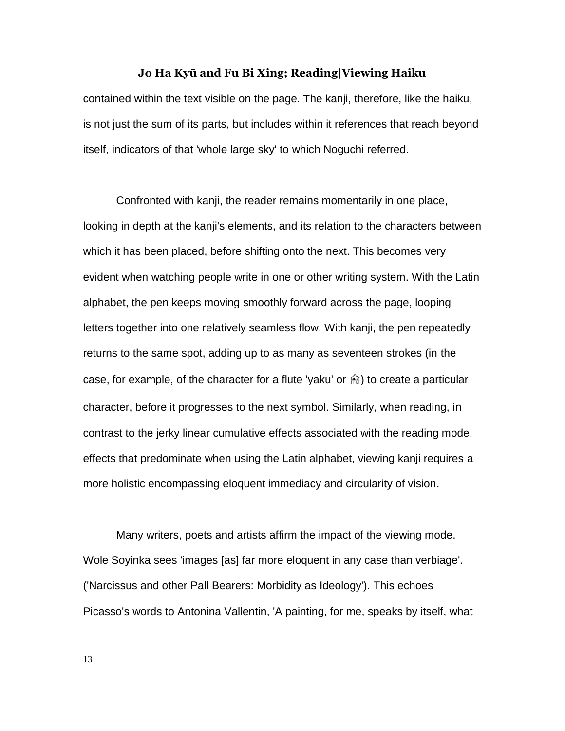contained within the text visible on the page. The kanji, therefore, like the haiku, is not just the sum of its parts, but includes within it references that reach beyond itself, indicators of that 'whole large sky' to which Noguchi referred.

Confronted with kanji, the reader remains momentarily in one place, looking in depth at the kanji's elements, and its relation to the characters between which it has been placed, before shifting onto the next. This becomes very evident when watching people write in one or other writing system. With the Latin alphabet, the pen keeps moving smoothly forward across the page, looping letters together into one relatively seamless flow. With kanji, the pen repeatedly returns to the same spot, adding up to as many as seventeen strokes (in the case, for example, of the character for a flute 'yaku' or 龠) to create a particular character, before it progresses to the next symbol. Similarly, when reading, in contrast to the jerky linear cumulative effects associated with the reading mode, effects that predominate when using the Latin alphabet, viewing kanji requires a more holistic encompassing eloquent immediacy and circularity of vision.

Many writers, poets and artists affirm the impact of the viewing mode. Wole Soyinka sees 'images [as] far more eloquent in any case than verbiage'. ('Narcissus and other Pall Bearers: Morbidity as Ideology'). This echoes Picasso's words to Antonina Vallentin, 'A painting, for me, speaks by itself, what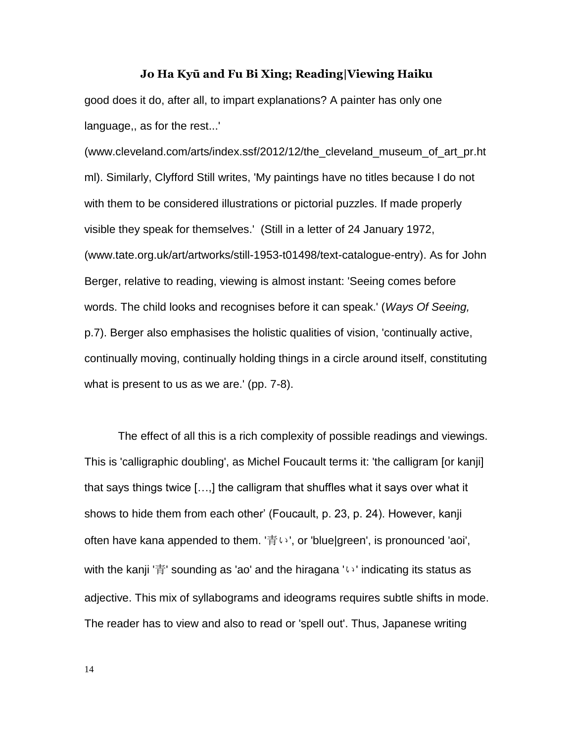good does it do, after all, to impart explanations? A painter has only one language,, as for the rest...' (www.cleveland.com/arts/index.ssf/2012/12/the_cleveland_museum_of_art_pr.html). Similarly, Clyfford Still writes, 'My paintings have no titles because I do not with them to be considered illustrations or pictorial puzzles. If made properly visible they speak for themselves.' (Still in a letter of 24 January 1972, (www.tate.org.uk/art/artworks/still-1953-t01498/text-catalogue-entry). As for John Berger, relative to reading, viewing is almost instant: 'Seeing comes before words. The child looks and recognises before it can speak.' (*Ways Of Seeing,* p.7). Berger also emphasises the holistic qualities of vision, 'continually active, continually moving, continually holding things in a circle around itself, constituting what is present to us as we are.' (pp. 7-8).

The effect of all this is a rich complexity of possible readings and viewings. This is 'calligraphic doubling', as Michel Foucault terms it: 'the calligram [or kanji] that says things twice […,] the calligram that shuffles what it says over what it shows to hide them from each other' (Foucault, p. 23, p. 24). However, kanji often have kana appended to them. '青い', or 'blue|green', is pronounced 'aoi', with the kanji '青' sounding as 'ao' and the hiragana 'い' indicating its status as adjective. This mix of syllabograms and ideograms requires subtle shifts in mode. The reader has to view and also to read or 'spell out'. Thus, Japanese writing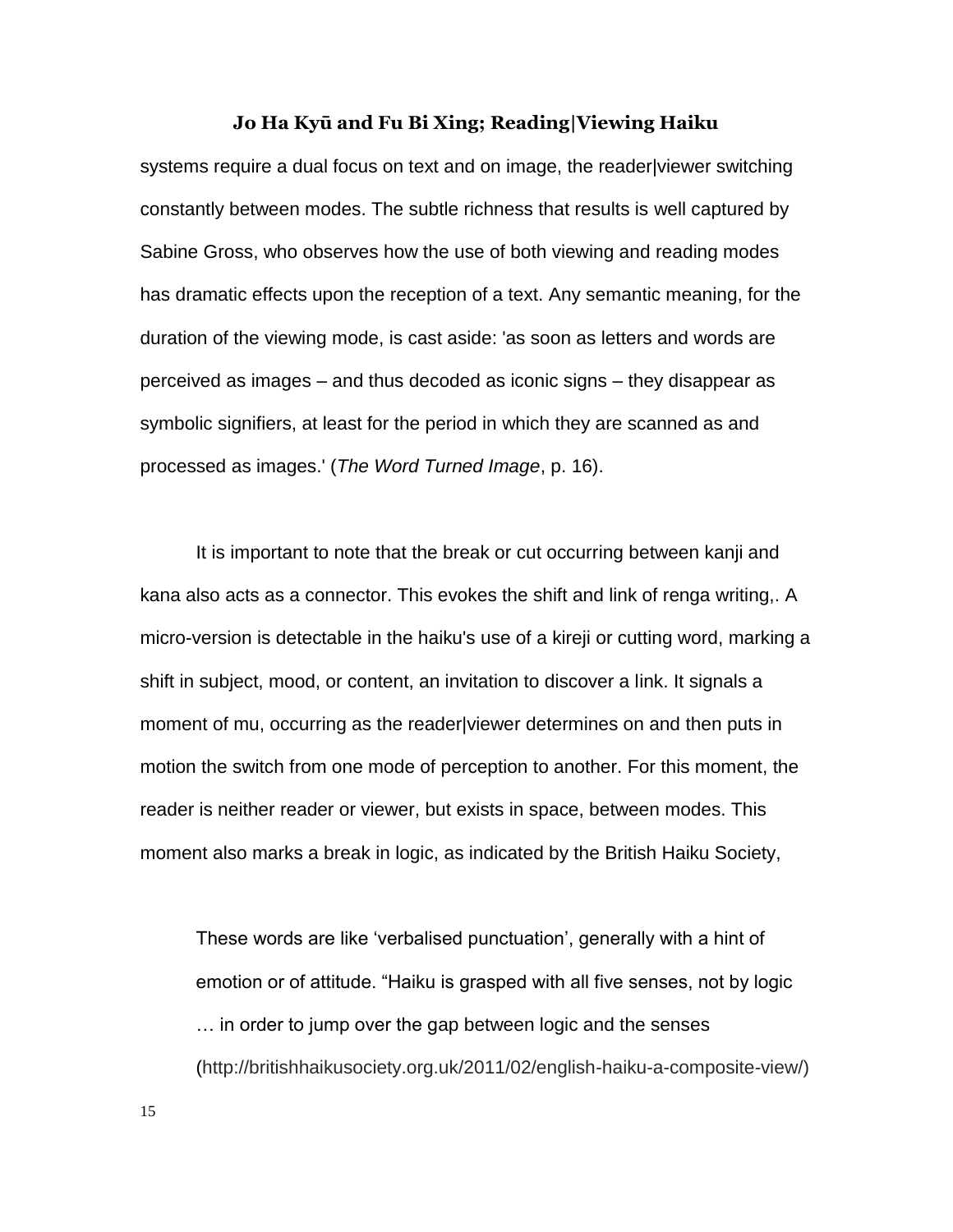systems require a dual focus on text and on image, the reader|viewer switching constantly between modes. The subtle richness that results is well captured by Sabine Gross, who observes how the use of both viewing and reading modes has dramatic effects upon the reception of a text. Any semantic meaning, for the duration of the viewing mode, is cast aside: 'as soon as letters and words are perceived as images – and thus decoded as iconic signs – they disappear as symbolic signifiers, at least for the period in which they are scanned as and processed as images.' (*The Word Turned Image*, p. 16).

It is important to note that the break or cut occurring between kanji and kana also acts as a connector. This evokes the shift and link of renga writing,. A micro-version is detectable in the haiku's use of a kireji or cutting word, marking a shift in subject, mood, or content, an invitation to discover a link. It signals a moment of mu, occurring as the reader|viewer determines on and then puts in motion the switch from one mode of perception to another. For this moment, the reader is neither reader or viewer, but exists in space, between modes. This moment also marks a break in logic, as indicated by the British Haiku Society,

> These words are like 'verbalised punctuation', generally with a hint of emotion or of attitude. "Haiku is grasped with all five senses, not by logic … in order to jump over the gap between logic and the senses (http://britishhaikusociety.org.uk/2011/02/english-haiku-a-composite-view/)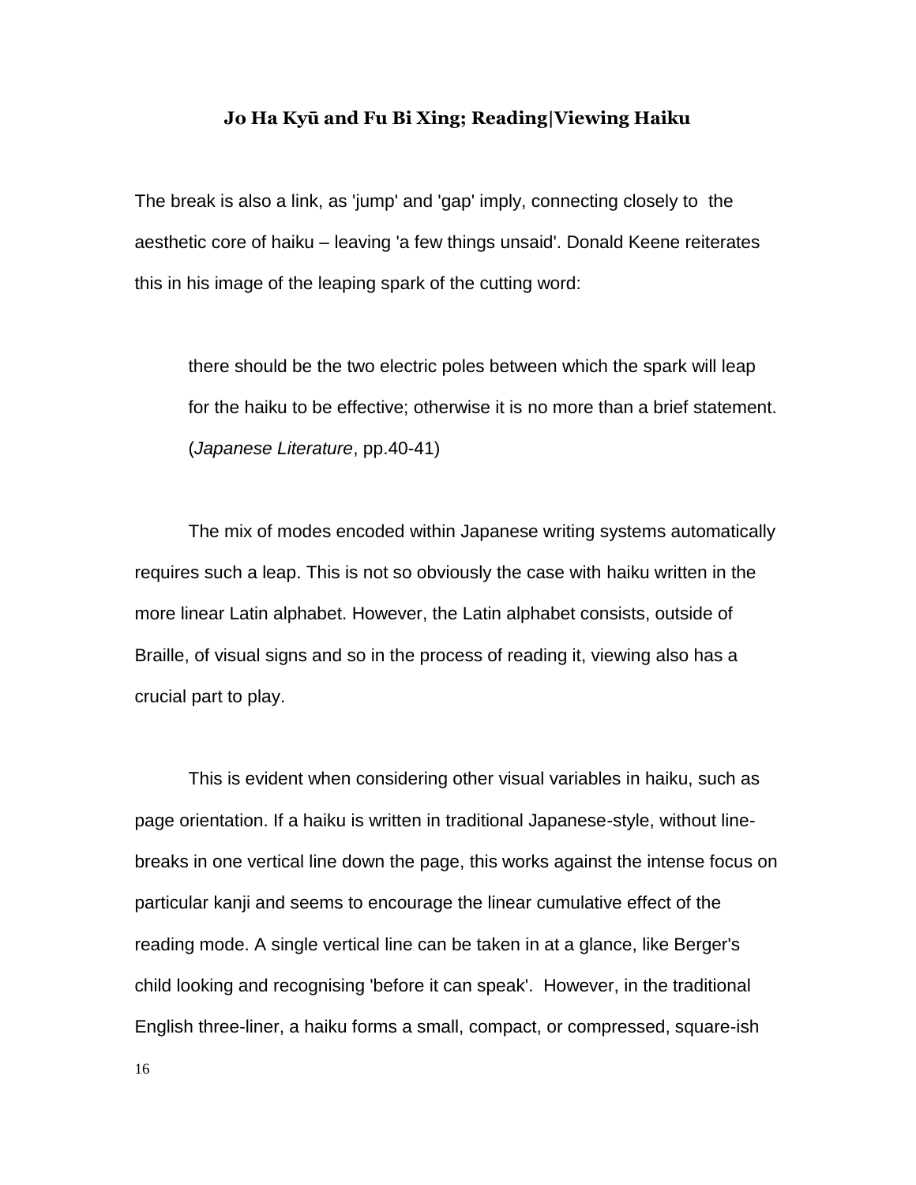### Jo Ha Kyū and Fu Bi Xing; Reading|Viewing Haiku

The break is also a link, as 'jump' and 'gap' imply, connecting closely to the aesthetic core of haiku – leaving 'a few things unsaid'. Donald Keene reiterates this in his image of the leaping spark of the cutting word:

> there should be the two electric poles between which the spark will leap for the haiku to be effective; otherwise it is no more than a brief statement. (*Japanese Literature*, pp.40-41)

The mix of modes encoded within Japanese writing systems automatically requires such a leap. This is not so obviously the case with haiku written in the more linear Latin alphabet. However, the Latin alphabet consists, outside of Braille, of visual signs and so in the process of reading it, viewing also has a crucial part to play.

This is evident when considering other visual variables in haiku, such as page orientation. If a haiku is written in traditional Japanese-style, without line-breaks in one vertical line down the page, this works against the intense focus on particular kanji and seems to encourage the linear cumulative effect of the reading mode. A single vertical line can be taken in at a glance, like Berger's child looking and recognising 'before it can speak'. However, in the traditional English three-liner, a haiku forms a small, compact, or compressed, square-ish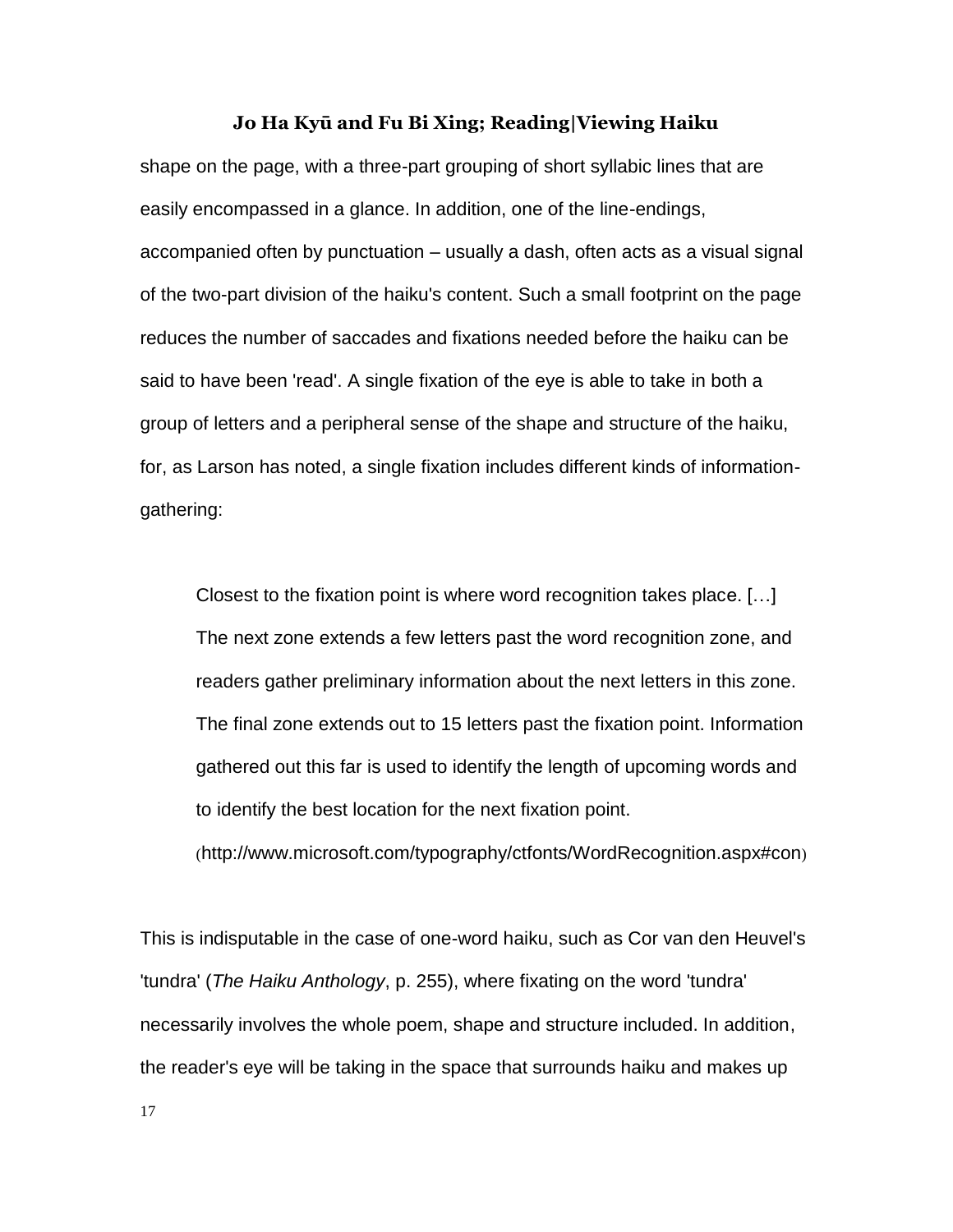shape on the page, with a three-part grouping of short syllabic lines that are easily encompassed in a glance. In addition, one of the line-endings, accompanied often by punctuation – usually a dash, often acts as a visual signal of the two-part division of the haiku's content. Such a small footprint on the page reduces the number of saccades and fixations needed before the haiku can be said to have been 'read'. A single fixation of the eye is able to take in both a group of letters and a peripheral sense of the shape and structure of the haiku, for, as Larson has noted, a single fixation includes different kinds of information-gathering:

> Closest to the fixation point is where word recognition takes place. […] The next zone extends a few letters past the word recognition zone, and readers gather preliminary information about the next letters in this zone. The final zone extends out to 15 letters past the fixation point. Information gathered out this far is used to identify the length of upcoming words and to identify the best location for the next fixation point.
> (http://www.microsoft.com/typography/ctfonts/WordRecognition.aspx#con)

This is indisputable in the case of one-word haiku, such as Cor van den Heuvel's 'tundra' (*The Haiku Anthology*, p. 255), where fixating on the word 'tundra' necessarily involves the whole poem, shape and structure included. In addition, the reader's eye will be taking in the space that surrounds haiku and makes up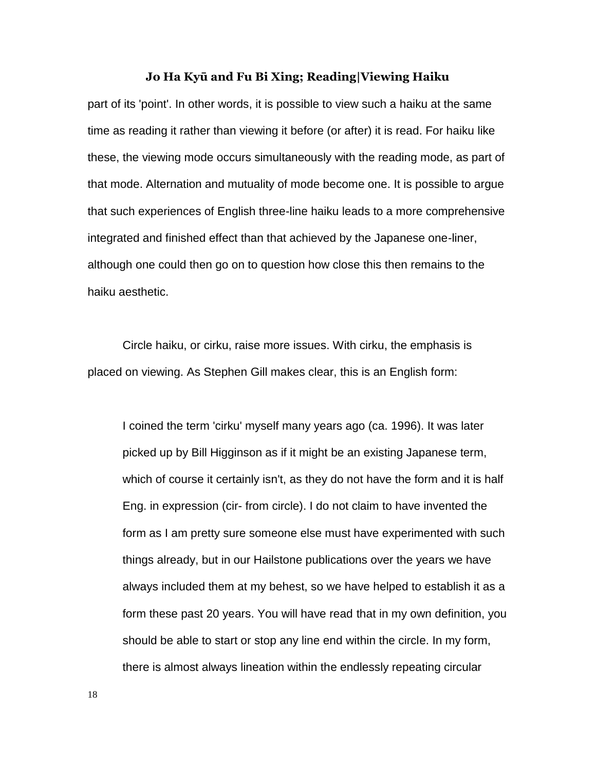part of its 'point'. In other words, it is possible to view such a haiku at the same time as reading it rather than viewing it before (or after) it is read. For haiku like these, the viewing mode occurs simultaneously with the reading mode, as part of that mode. Alternation and mutuality of mode become one. It is possible to argue that such experiences of English three-line haiku leads to a more comprehensive integrated and finished effect than that achieved by the Japanese one-liner, although one could then go on to question how close this then remains to the haiku aesthetic.

Circle haiku, or cirku, raise more issues. With cirku, the emphasis is placed on viewing. As Stephen Gill makes clear, this is an English form:

> I coined the term 'cirku' myself many years ago (ca. 1996). It was later picked up by Bill Higginson as if it might be an existing Japanese term, which of course it certainly isn't, as they do not have the form and it is half Eng. in expression (cir- from circle). I do not claim to have invented the form as I am pretty sure someone else must have experimented with such things already, but in our Hailstone publications over the years we have always included them at my behest, so we have helped to establish it as a form these past 20 years. You will have read that in my own definition, you should be able to start or stop any line end within the circle. In my form, there is almost always lineation within the endlessly repeating circular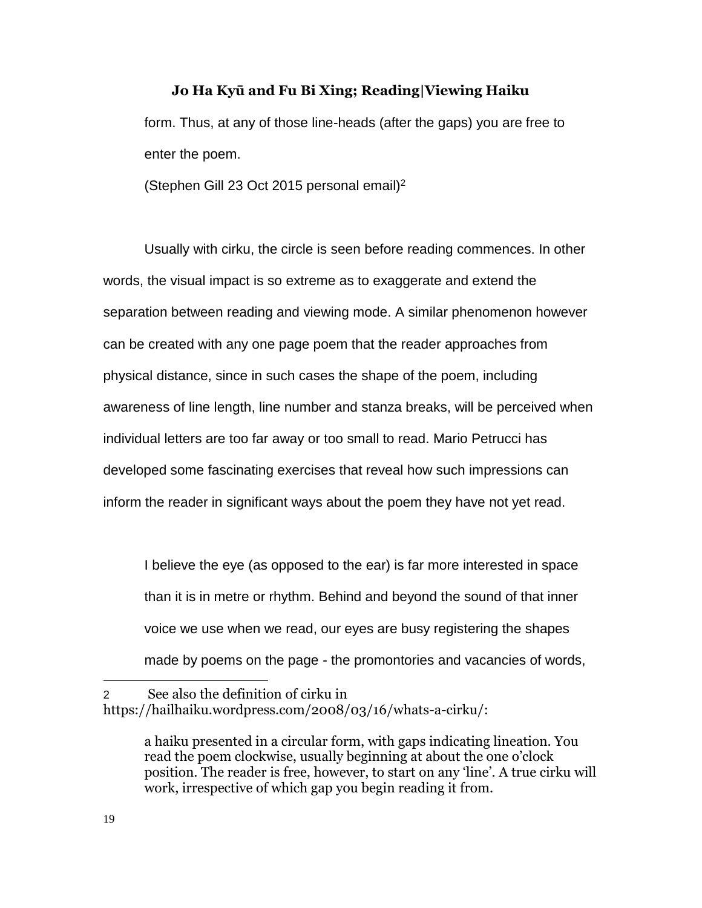> form. Thus, at any of those line-heads (after the gaps) you are free to enter the poem.
>
> (Stephen Gill 23 Oct 2015 personal email)[2]

Usually with cirku, the circle is seen before reading commences. In other words, the visual impact is so extreme as to exaggerate and extend the separation between reading and viewing mode. A similar phenomenon however can be created with any one page poem that the reader approaches from physical distance, since in such cases the shape of the poem, including awareness of line length, line number and stanza breaks, will be perceived when individual letters are too far away or too small to read. Mario Petrucci has developed some fascinating exercises that reveal how such impressions can inform the reader in significant ways about the poem they have not yet read.

> I believe the eye (as opposed to the ear) is far more interested in space than it is in metre or rhythm. Behind and beyond the sound of that inner voice we use when we read, our eyes are busy registering the shapes made by poems on the page - the promontories and vacancies of words,

---

2 See also the definition of cirku in https://hailhaiku.wordpress.com/2008/03/16/whats-a-cirku/:

> a haiku presented in a circular form, with gaps indicating lineation. You read the poem clockwise, usually beginning at about the one o'clock position. The reader is free, however, to start on any 'line'. A true cirku will work, irrespective of which gap you begin reading it from.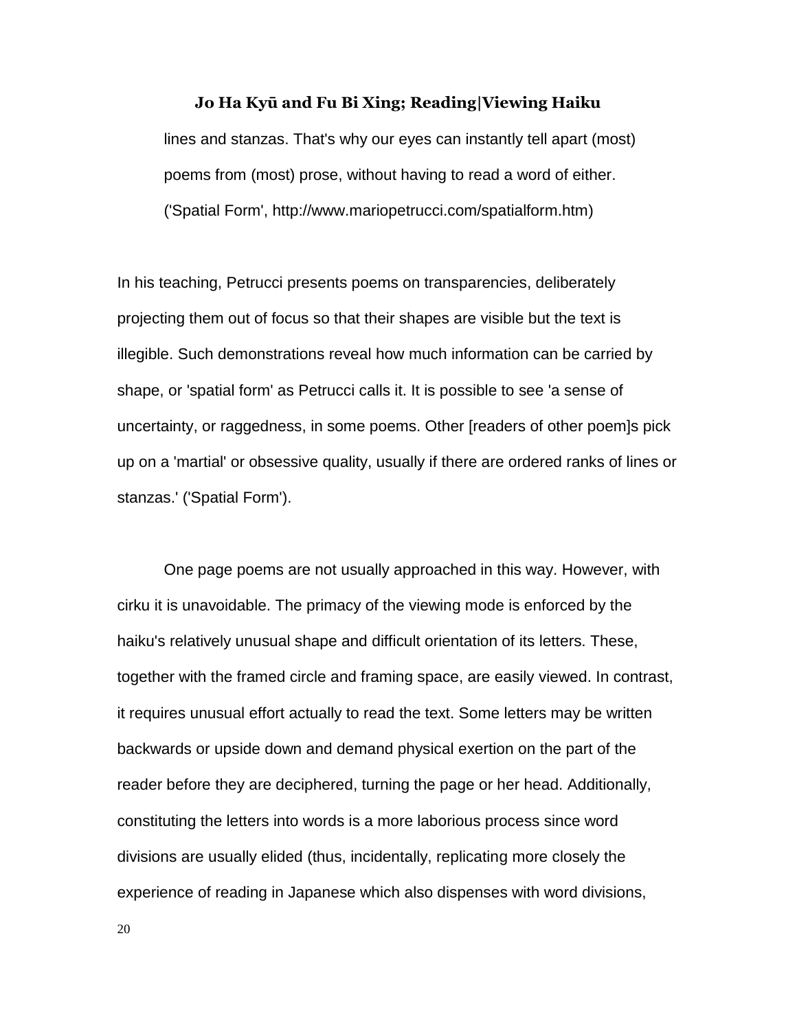> lines and stanzas. That's why our eyes can instantly tell apart (most) poems from (most) prose, without having to read a word of either. ('Spatial Form', http://www.mariopetrucci.com/spatialform.htm)

In his teaching, Petrucci presents poems on transparencies, deliberately projecting them out of focus so that their shapes are visible but the text is illegible. Such demonstrations reveal how much information can be carried by shape, or 'spatial form' as Petrucci calls it. It is possible to see 'a sense of uncertainty, or raggedness, in some poems. Other [readers of other poem]s pick up on a 'martial' or obsessive quality, usually if there are ordered ranks of lines or stanzas.' ('Spatial Form').

One page poems are not usually approached in this way. However, with cirku it is unavoidable. The primacy of the viewing mode is enforced by the haiku's relatively unusual shape and difficult orientation of its letters. These, together with the framed circle and framing space, are easily viewed. In contrast, it requires unusual effort actually to read the text. Some letters may be written backwards or upside down and demand physical exertion on the part of the reader before they are deciphered, turning the page or her head. Additionally, constituting the letters into words is a more laborious process since word divisions are usually elided (thus, incidentally, replicating more closely the experience of reading in Japanese which also dispenses with word divisions,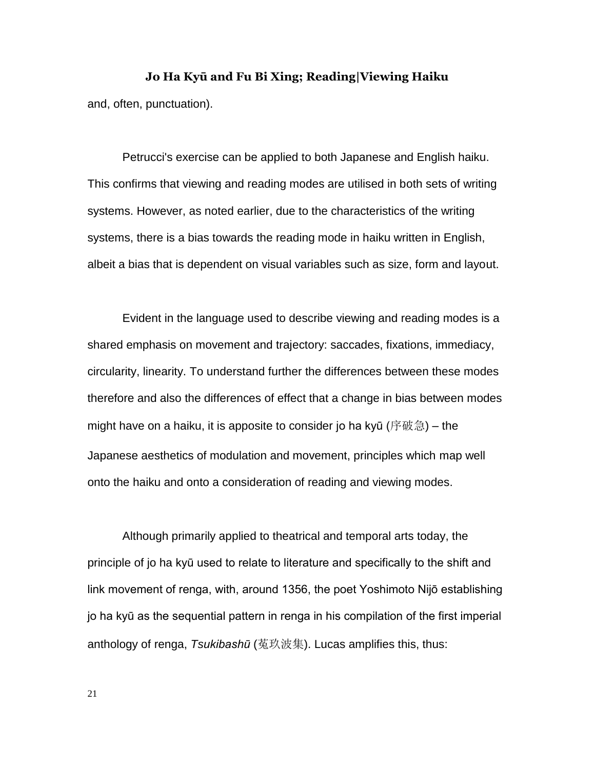and, often, punctuation).

Petrucci's exercise can be applied to both Japanese and English haiku. This confirms that viewing and reading modes are utilised in both sets of writing systems. However, as noted earlier, due to the characteristics of the writing systems, there is a bias towards the reading mode in haiku written in English, albeit a bias that is dependent on visual variables such as size, form and layout.

Evident in the language used to describe viewing and reading modes is a shared emphasis on movement and trajectory: saccades, fixations, immediacy, circularity, linearity. To understand further the differences between these modes therefore and also the differences of effect that a change in bias between modes might have on a haiku, it is apposite to consider jo ha kyū (序破急) – the Japanese aesthetics of modulation and movement, principles which map well onto the haiku and onto a consideration of reading and viewing modes.

Although primarily applied to theatrical and temporal arts today, the principle of jo ha kyū used to relate to literature and specifically to the shift and link movement of renga, with, around 1356, the poet Yoshimoto Nijō establishing jo ha kyū as the sequential pattern in renga in his compilation of the first imperial anthology of renga, *Tsukibashū* (菟玖波集). Lucas amplifies this, thus: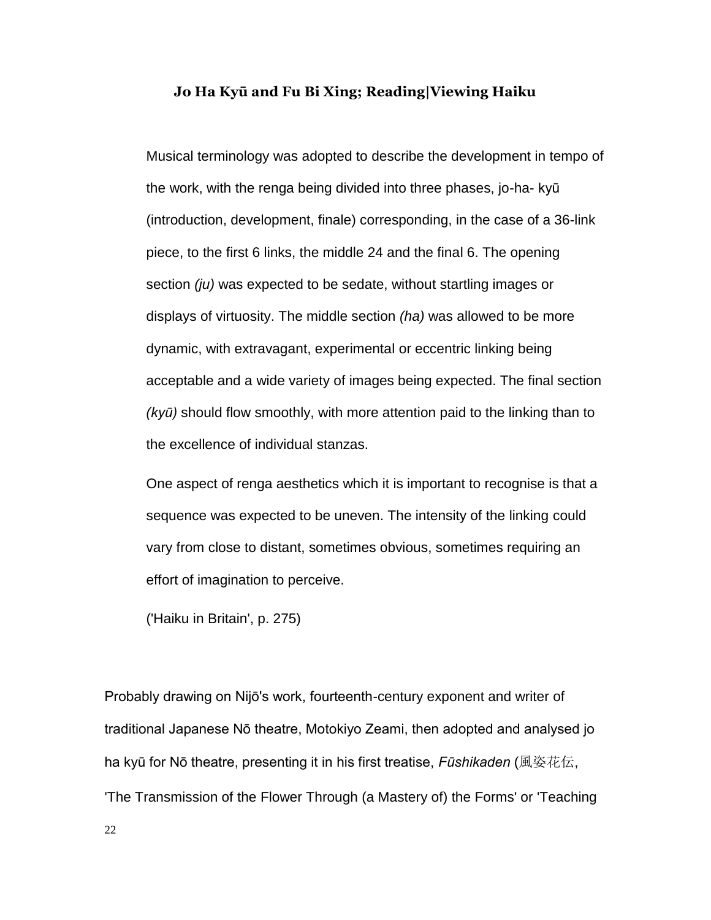**Jo Ha Kyū and Fu Bi Xing; Reading|Viewing Haiku**

> Musical terminology was adopted to describe the development in tempo of the work, with the renga being divided into three phases, jo-ha- kyū (introduction, development, finale) corresponding, in the case of a 36-link piece, to the first 6 links, the middle 24 and the final 6. The opening section *(ju)* was expected to be sedate, without startling images or displays of virtuosity. The middle section *(ha)* was allowed to be more dynamic, with extravagant, experimental or eccentric linking being acceptable and a wide variety of images being expected. The final section *(kyū)* should flow smoothly, with more attention paid to the linking than to the excellence of individual stanzas.
>
> One aspect of renga aesthetics which it is important to recognise is that a sequence was expected to be uneven. The intensity of the linking could vary from close to distant, sometimes obvious, sometimes requiring an effort of imagination to perceive.
>
> ('Haiku in Britain', p. 275)

Probably drawing on Nijō's work, fourteenth-century exponent and writer of traditional Japanese Nō theatre, Motokiyo Zeami, then adopted and analysed jo ha kyū for Nō theatre, presenting it in his first treatise, *Fūshikaden* (風姿花伝, 'The Transmission of the Flower Through (a Mastery of) the Forms' or 'Teaching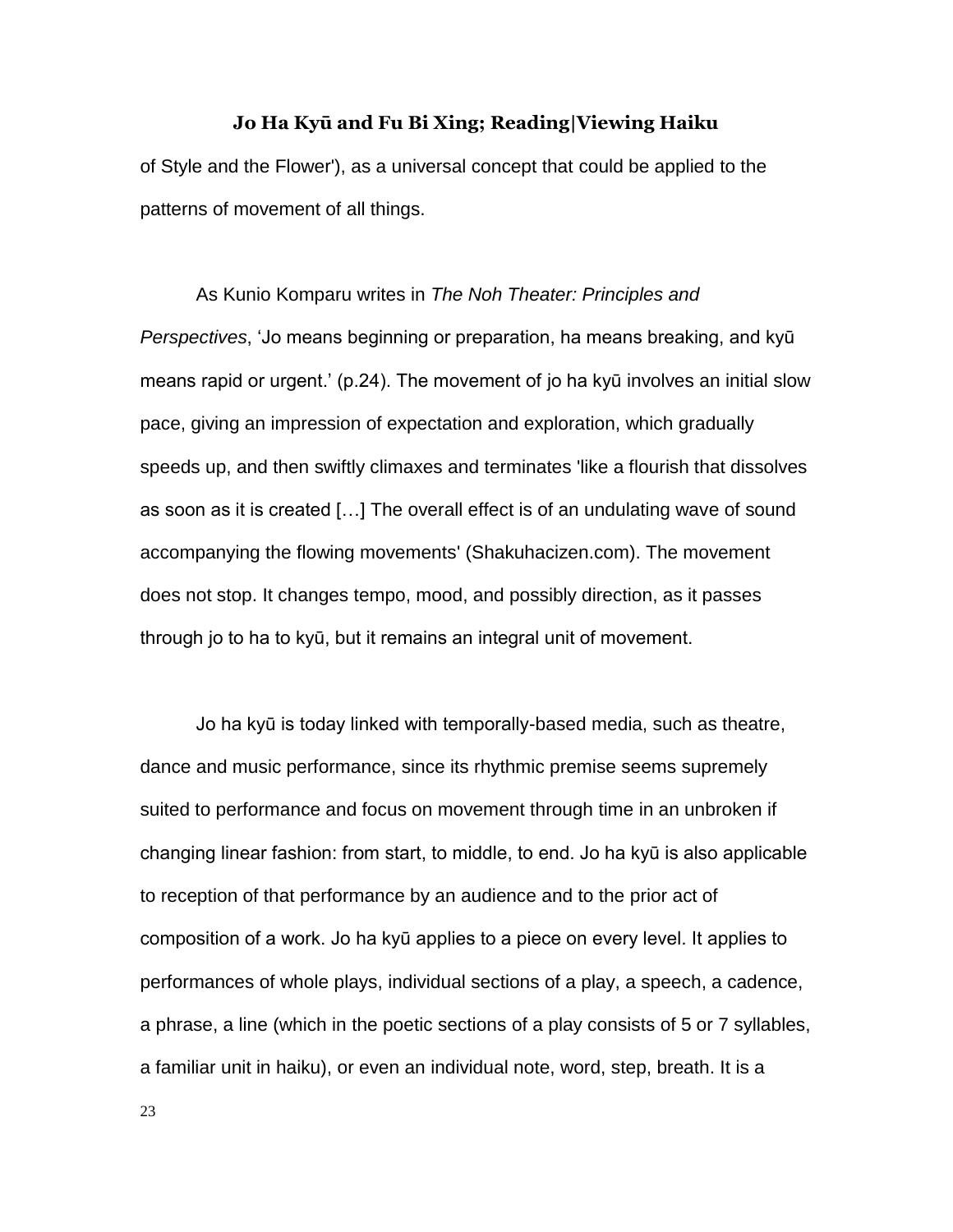of Style and the Flower'), as a universal concept that could be applied to the patterns of movement of all things.

As Kunio Komparu writes in *The Noh Theater: Principles and Perspectives*, 'Jo means beginning or preparation, ha means breaking, and kyū means rapid or urgent.' (p.24). The movement of jo ha kyū involves an initial slow pace, giving an impression of expectation and exploration, which gradually speeds up, and then swiftly climaxes and terminates 'like a flourish that dissolves as soon as it is created […] The overall effect is of an undulating wave of sound accompanying the flowing movements' (Shakuhacizen.com). The movement does not stop. It changes tempo, mood, and possibly direction, as it passes through jo to ha to kyū, but it remains an integral unit of movement.

Jo ha kyū is today linked with temporally-based media, such as theatre, dance and music performance, since its rhythmic premise seems supremely suited to performance and focus on movement through time in an unbroken if changing linear fashion: from start, to middle, to end. Jo ha kyū is also applicable to reception of that performance by an audience and to the prior act of composition of a work. Jo ha kyū applies to a piece on every level. It applies to performances of whole plays, individual sections of a play, a speech, a cadence, a phrase, a line (which in the poetic sections of a play consists of 5 or 7 syllables, a familiar unit in haiku), or even an individual note, word, step, breath. It is a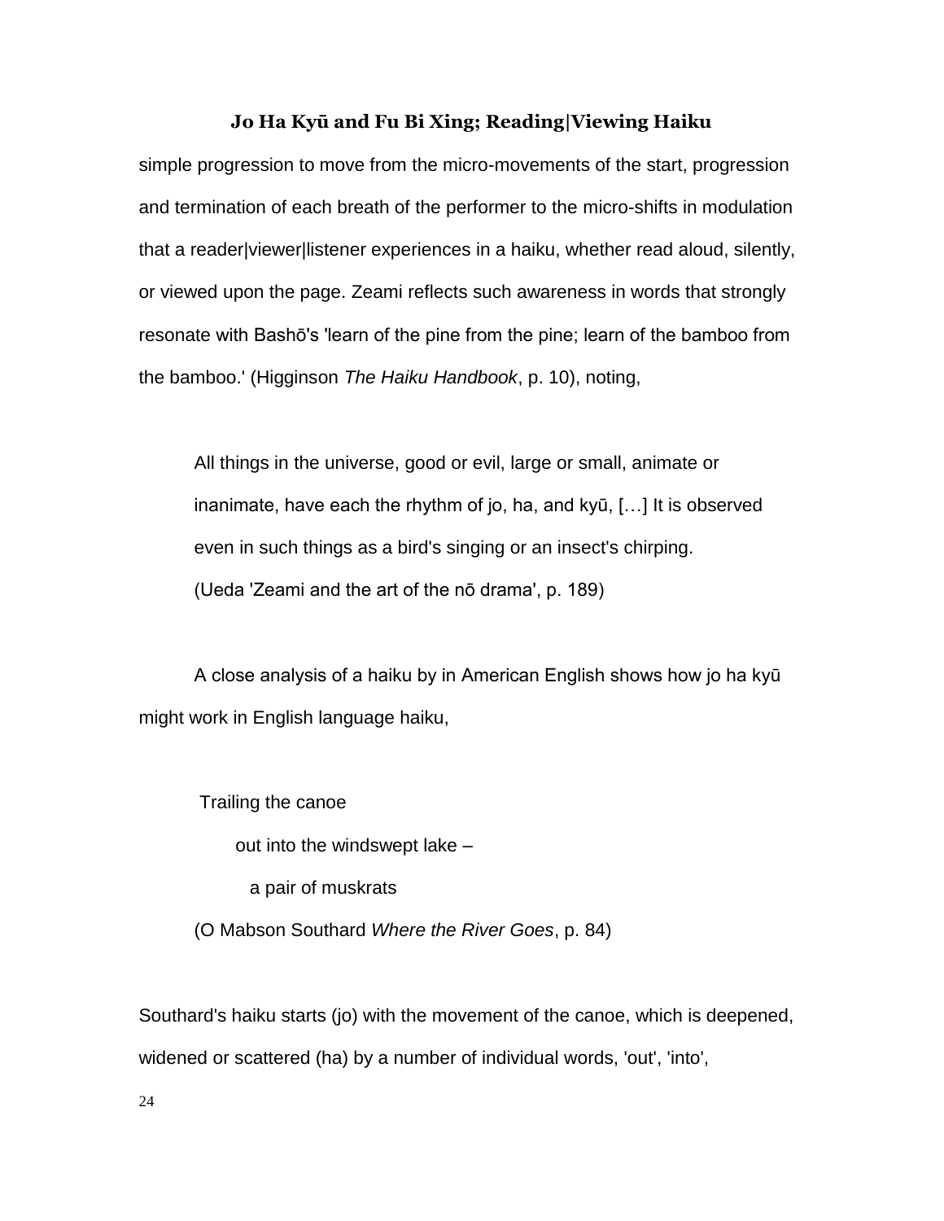simple progression to move from the micro-movements of the start, progression and termination of each breath of the performer to the micro-shifts in modulation that a reader|viewer|listener experiences in a haiku, whether read aloud, silently, or viewed upon the page. Zeami reflects such awareness in words that strongly resonate with Bashō's 'learn of the pine from the pine; learn of the bamboo from the bamboo.' (Higginson *The Haiku Handbook*, p. 10), noting,

> All things in the universe, good or evil, large or small, animate or inanimate, have each the rhythm of jo, ha, and kyū, […] It is observed even in such things as a bird's singing or an insect's chirping.
> (Ueda 'Zeami and the art of the nō drama', p. 189)

A close analysis of a haiku by in American English shows how jo ha kyū might work in English language haiku,

> Trailing the canoe
> out into the windswept lake –
> a pair of muskrats
>
> (O Mabson Southard *Where the River Goes*, p. 84)

Southard's haiku starts (jo) with the movement of the canoe, which is deepened, widened or scattered (ha) by a number of individual words, 'out', 'into',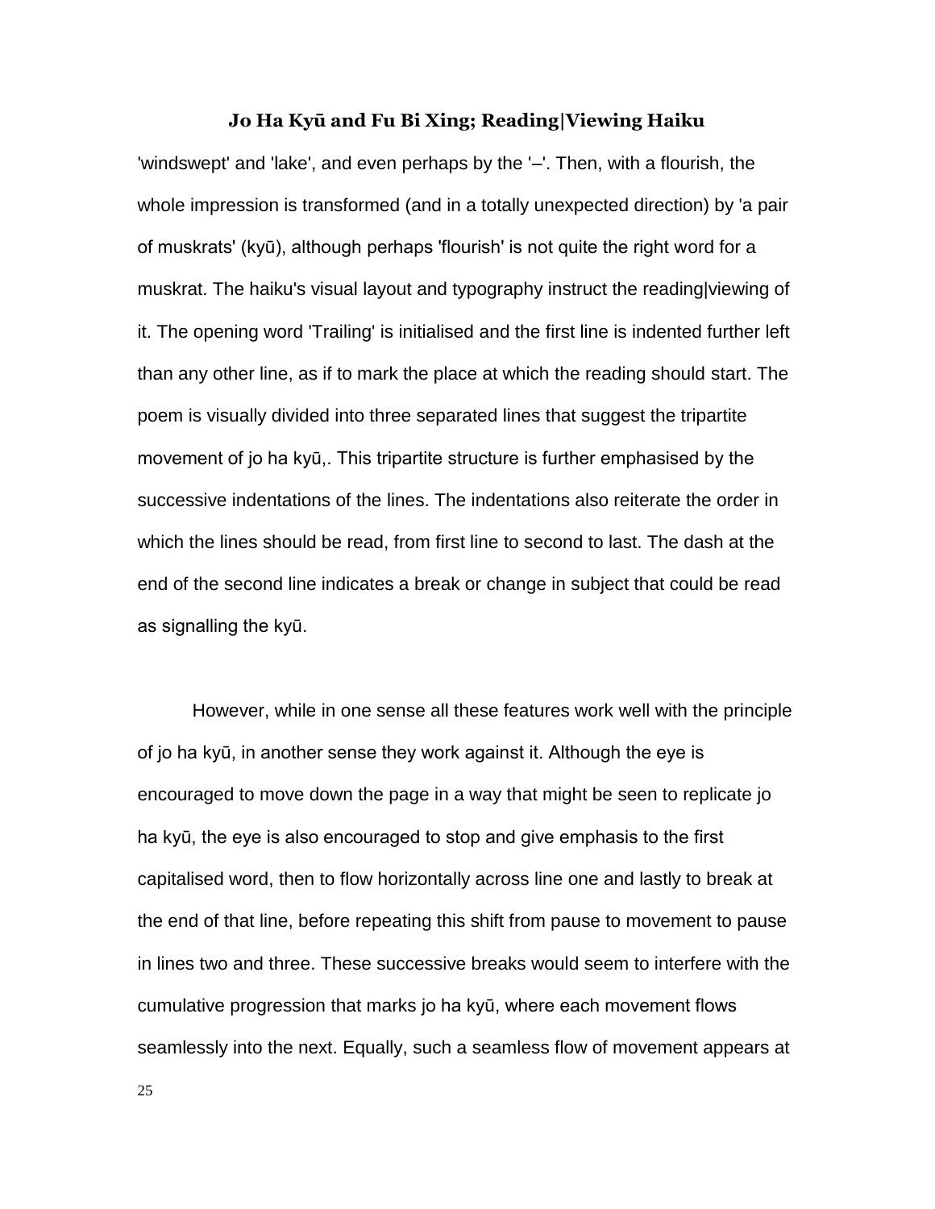'windswept' and 'lake', and even perhaps by the '–'. Then, with a flourish, the whole impression is transformed (and in a totally unexpected direction) by 'a pair of muskrats' (kyū), although perhaps 'flourish' is not quite the right word for a muskrat. The haiku's visual layout and typography instruct the reading|viewing of it. The opening word 'Trailing' is initialised and the first line is indented further left than any other line, as if to mark the place at which the reading should start. The poem is visually divided into three separated lines that suggest the tripartite movement of jo ha kyū,. This tripartite structure is further emphasised by the successive indentations of the lines. The indentations also reiterate the order in which the lines should be read, from first line to second to last. The dash at the end of the second line indicates a break or change in subject that could be read as signalling the kyū.

However, while in one sense all these features work well with the principle of jo ha kyū, in another sense they work against it. Although the eye is encouraged to move down the page in a way that might be seen to replicate jo ha kyū, the eye is also encouraged to stop and give emphasis to the first capitalised word, then to flow horizontally across line one and lastly to break at the end of that line, before repeating this shift from pause to movement to pause in lines two and three. These successive breaks would seem to interfere with the cumulative progression that marks jo ha kyū, where each movement flows seamlessly into the next. Equally, such a seamless flow of movement appears at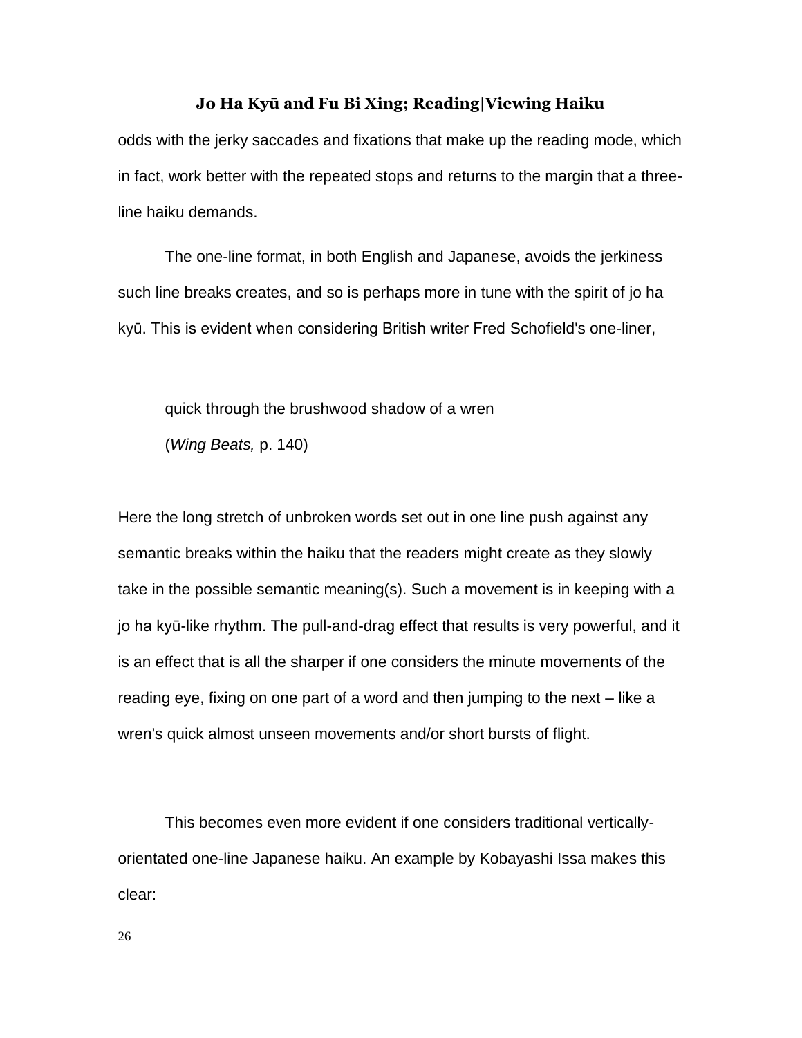odds with the jerky saccades and fixations that make up the reading mode, which in fact, work better with the repeated stops and returns to the margin that a three-line haiku demands.

The one-line format, in both English and Japanese, avoids the jerkiness such line breaks creates, and so is perhaps more in tune with the spirit of jo ha kyū. This is evident when considering British writer Fred Schofield's one-liner,

> quick through the brushwood shadow of a wren
> (*Wing Beats,* p. 140)

Here the long stretch of unbroken words set out in one line push against any semantic breaks within the haiku that the readers might create as they slowly take in the possible semantic meaning(s). Such a movement is in keeping with a jo ha kyū-like rhythm. The pull-and-drag effect that results is very powerful, and it is an effect that is all the sharper if one considers the minute movements of the reading eye, fixing on one part of a word and then jumping to the next – like a wren's quick almost unseen movements and/or short bursts of flight.

This becomes even more evident if one considers traditional vertically-orientated one-line Japanese haiku. An example by Kobayashi Issa makes this clear: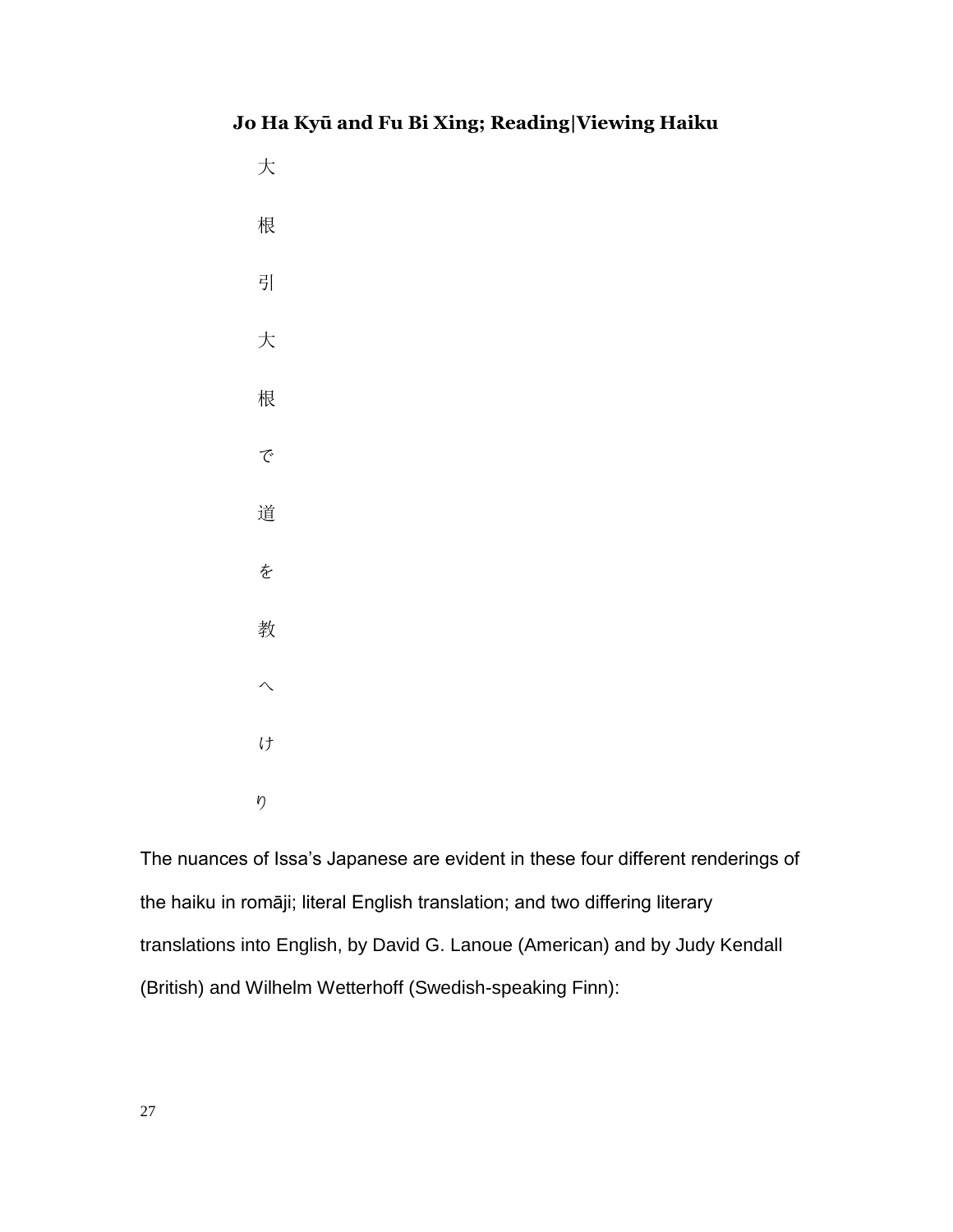**Jo Ha Kyū and Fu Bi Xing; Reading|Viewing Haiku**

大根引大根で道を教へけり

The nuances of Issa's Japanese are evident in these four different renderings of the haiku in romāji; literal English translation; and two differing literary translations into English, by David G. Lanoue (American) and by Judy Kendall (British) and Wilhelm Wetterhoff (Swedish-speaking Finn):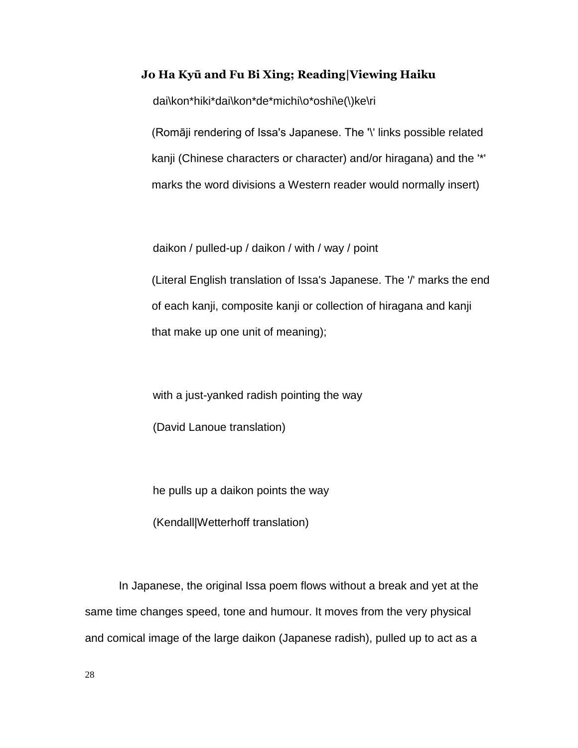### Jo Ha Kyū and Fu Bi Xing; Reading|Viewing Haiku

dai\kon*hiki*dai\kon*de*michi\o*oshi\e(\)ke\ri

(Romāji rendering of Issa's Japanese. The '\' links possible related kanji (Chinese characters or character) and/or hiragana) and the '*' marks the word divisions a Western reader would normally insert)

daikon / pulled-up / daikon / with / way / point

(Literal English translation of Issa's Japanese. The '/' marks the end of each kanji, composite kanji or collection of hiragana and kanji that make up one unit of meaning);

with a just-yanked radish pointing the way

(David Lanoue translation)

he pulls up a daikon points the way

(Kendall|Wetterhoff translation)

In Japanese, the original Issa poem flows without a break and yet at the same time changes speed, tone and humour. It moves from the very physical and comical image of the large daikon (Japanese radish), pulled up to act as a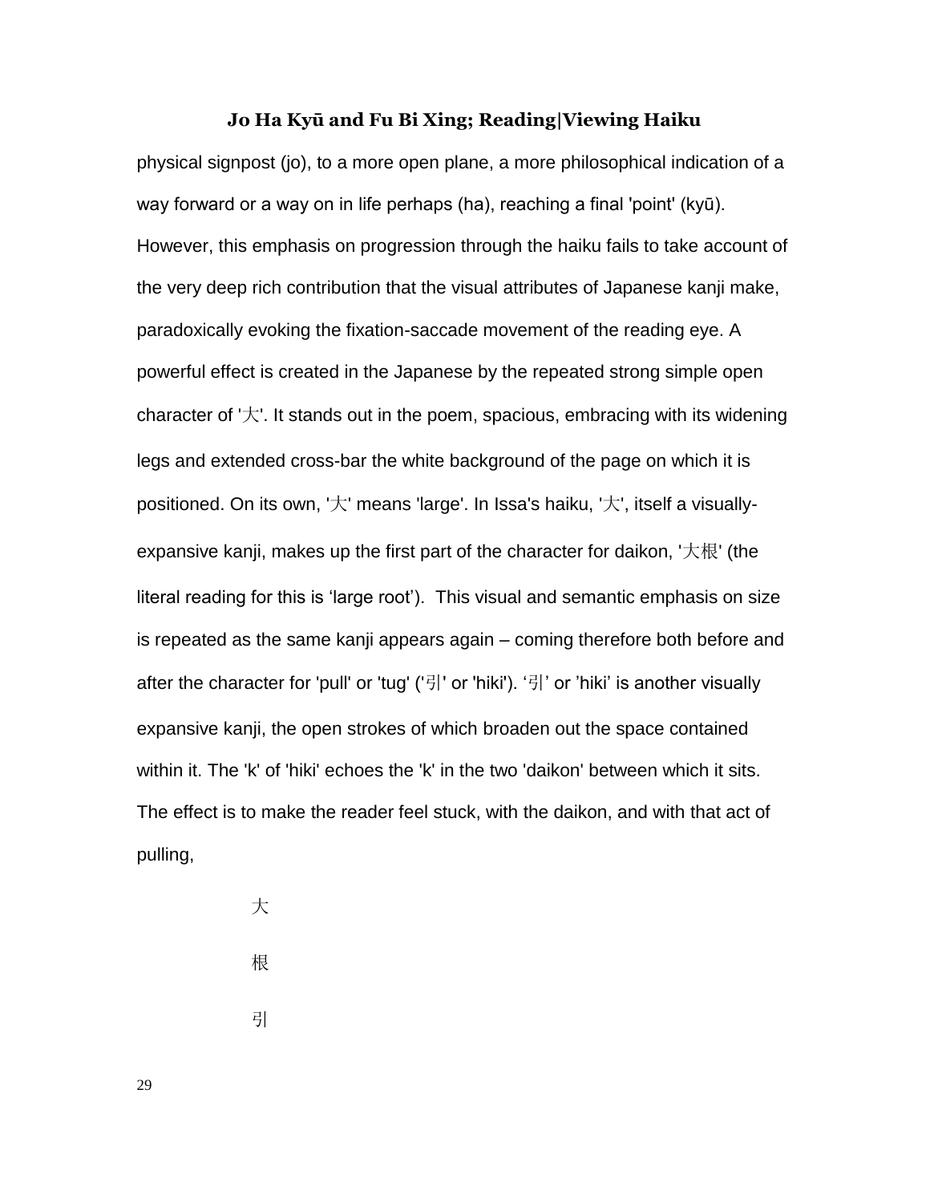physical signpost (jo), to a more open plane, a more philosophical indication of a way forward or a way on in life perhaps (ha), reaching a final 'point' (kyū). However, this emphasis on progression through the haiku fails to take account of the very deep rich contribution that the visual attributes of Japanese kanji make, paradoxically evoking the fixation-saccade movement of the reading eye. A powerful effect is created in the Japanese by the repeated strong simple open character of '大'. It stands out in the poem, spacious, embracing with its widening legs and extended cross-bar the white background of the page on which it is positioned. On its own, '大' means 'large'. In Issa's haiku, '大', itself a visually-expansive kanji, makes up the first part of the character for daikon, '大根' (the literal reading for this is 'large root'). This visual and semantic emphasis on size is repeated as the same kanji appears again – coming therefore both before and after the character for 'pull' or 'tug' ('引' or 'hiki'). '引' or 'hiki' is another visually expansive kanji, the open strokes of which broaden out the space contained within it. The 'k' of 'hiki' echoes the 'k' in the two 'daikon' between which it sits. The effect is to make the reader feel stuck, with the daikon, and with that act of pulling,

大

根

引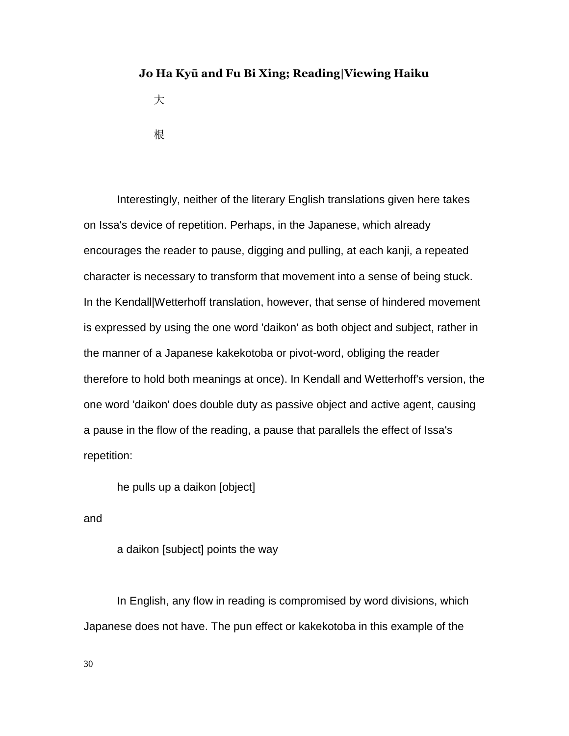大

根

Interestingly, neither of the literary English translations given here takes on Issa's device of repetition. Perhaps, in the Japanese, which already encourages the reader to pause, digging and pulling, at each kanji, a repeated character is necessary to transform that movement into a sense of being stuck. In the Kendall|Wetterhoff translation, however, that sense of hindered movement is expressed by using the one word 'daikon' as both object and subject, rather in the manner of a Japanese kakekotoba or pivot-word, obliging the reader therefore to hold both meanings at once). In Kendall and Wetterhoff's version, the one word 'daikon' does double duty as passive object and active agent, causing a pause in the flow of the reading, a pause that parallels the effect of Issa's repetition:

he pulls up a daikon [object]

and

a daikon [subject] points the way

In English, any flow in reading is compromised by word divisions, which Japanese does not have. The pun effect or kakekotoba in this example of the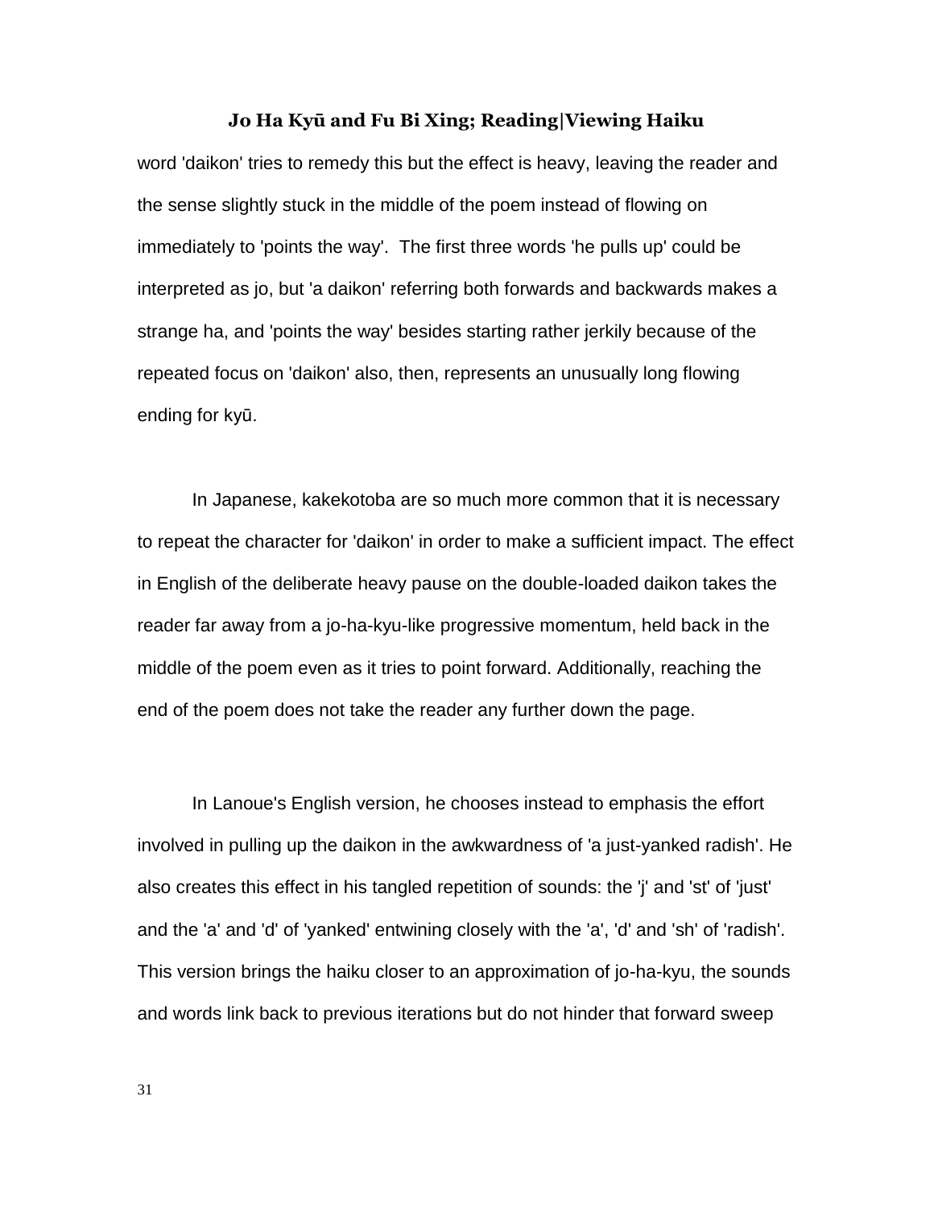word 'daikon' tries to remedy this but the effect is heavy, leaving the reader and the sense slightly stuck in the middle of the poem instead of flowing on immediately to 'points the way'. The first three words 'he pulls up' could be interpreted as jo, but 'a daikon' referring both forwards and backwards makes a strange ha, and 'points the way' besides starting rather jerkily because of the repeated focus on 'daikon' also, then, represents an unusually long flowing ending for kyū.

In Japanese, kakekotoba are so much more common that it is necessary to repeat the character for 'daikon' in order to make a sufficient impact. The effect in English of the deliberate heavy pause on the double-loaded daikon takes the reader far away from a jo-ha-kyu-like progressive momentum, held back in the middle of the poem even as it tries to point forward. Additionally, reaching the end of the poem does not take the reader any further down the page.

In Lanoue's English version, he chooses instead to emphasis the effort involved in pulling up the daikon in the awkwardness of 'a just-yanked radish'. He also creates this effect in his tangled repetition of sounds: the 'j' and 'st' of 'just' and the 'a' and 'd' of 'yanked' entwining closely with the 'a', 'd' and 'sh' of 'radish'. This version brings the haiku closer to an approximation of jo-ha-kyu, the sounds and words link back to previous iterations but do not hinder that forward sweep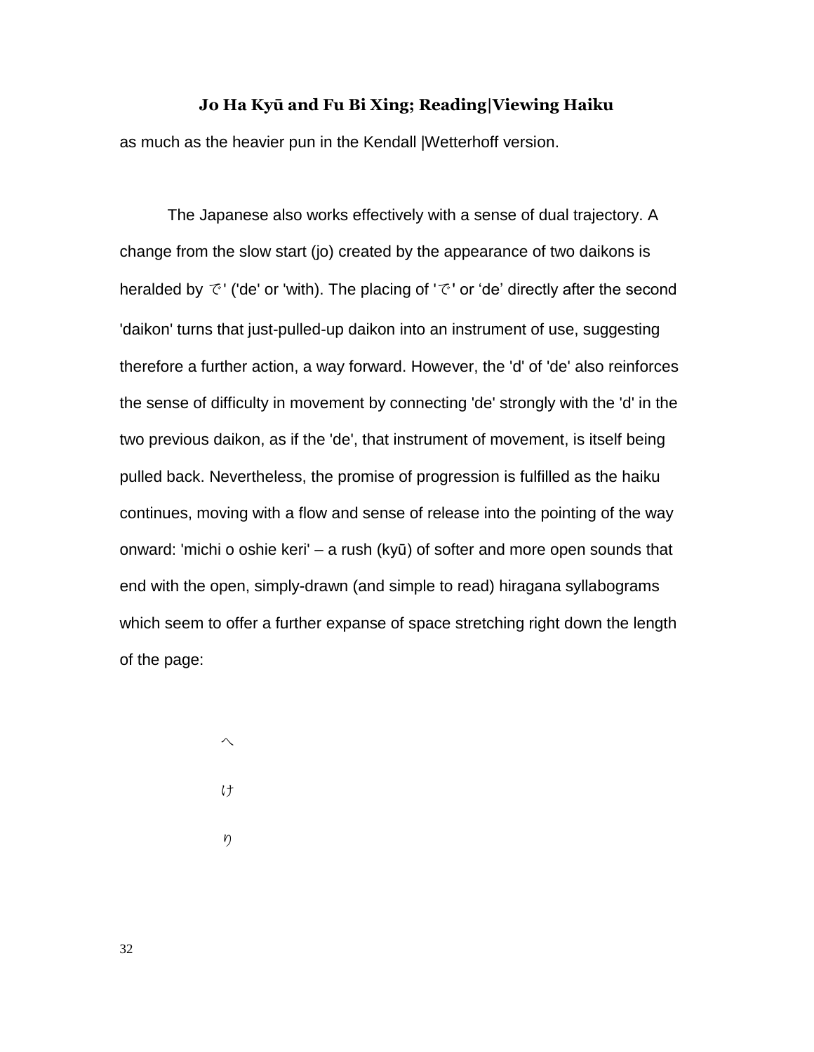as much as the heavier pun in the Kendall |Wetterhoff version.

The Japanese also works effectively with a sense of dual trajectory. A change from the slow start (jo) created by the appearance of two daikons is heralded by で' ('de' or 'with). The placing of 'で' or ‘de’ directly after the second 'daikon' turns that just-pulled-up daikon into an instrument of use, suggesting therefore a further action, a way forward. However, the 'd' of 'de' also reinforces the sense of difficulty in movement by connecting 'de' strongly with the 'd' in the two previous daikon, as if the 'de', that instrument of movement, is itself being pulled back. Nevertheless, the promise of progression is fulfilled as the haiku continues, moving with a flow and sense of release into the pointing of the way onward: 'michi o oshie keri' – a rush (kyū) of softer and more open sounds that end with the open, simply-drawn (and simple to read) hiragana syllabograms which seem to offer a further expanse of space stretching right down the length of the page:

へ

け

り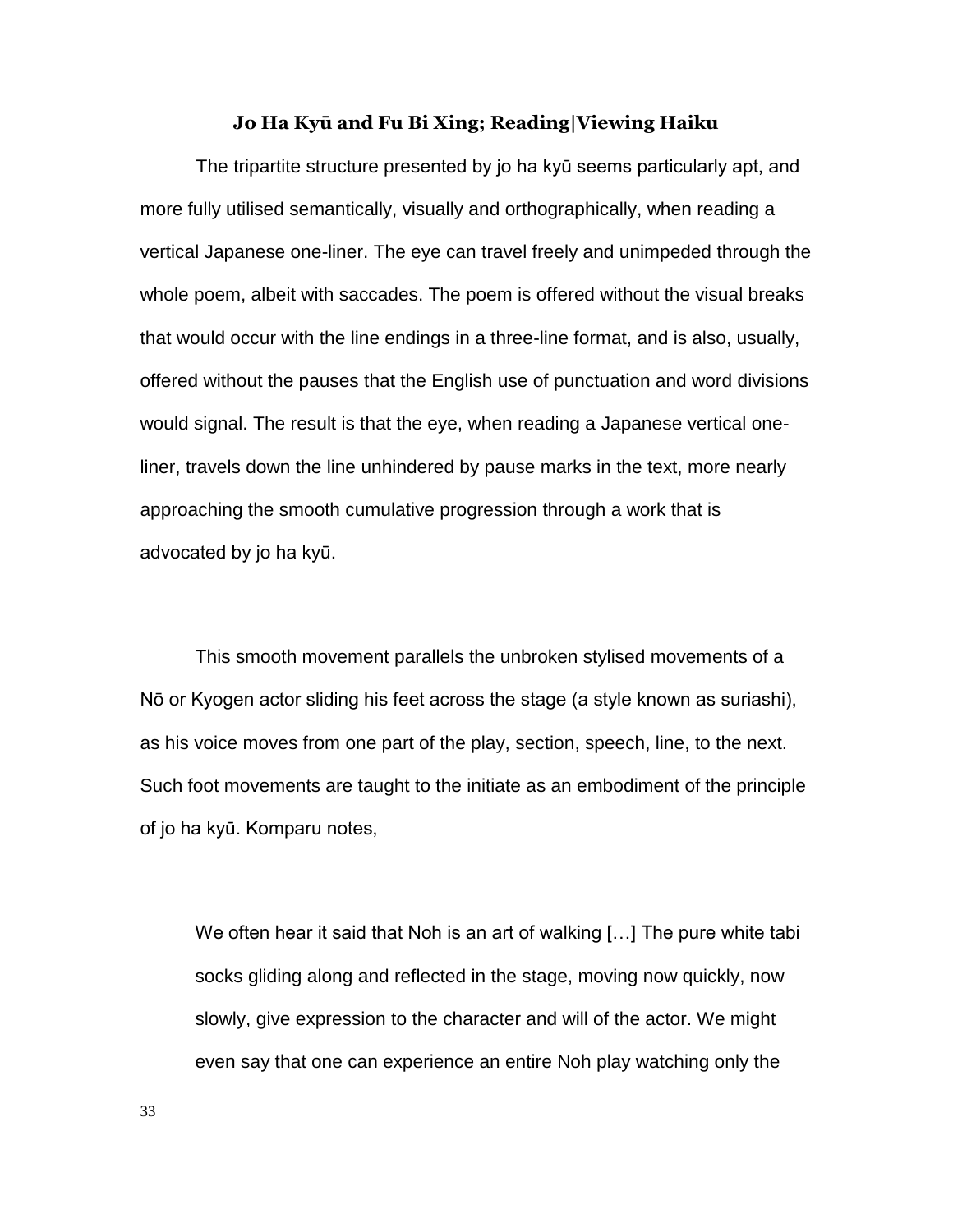### Jo Ha Kyū and Fu Bi Xing; Reading|Viewing Haiku

The tripartite structure presented by jo ha kyū seems particularly apt, and more fully utilised semantically, visually and orthographically, when reading a vertical Japanese one-liner. The eye can travel freely and unimpeded through the whole poem, albeit with saccades. The poem is offered without the visual breaks that would occur with the line endings in a three-line format, and is also, usually, offered without the pauses that the English use of punctuation and word divisions would signal. The result is that the eye, when reading a Japanese vertical one-liner, travels down the line unhindered by pause marks in the text, more nearly approaching the smooth cumulative progression through a work that is advocated by jo ha kyū.

This smooth movement parallels the unbroken stylised movements of a Nō or Kyogen actor sliding his feet across the stage (a style known as suriashi), as his voice moves from one part of the play, section, speech, line, to the next. Such foot movements are taught to the initiate as an embodiment of the principle of jo ha kyū. Komparu notes,

> We often hear it said that Noh is an art of walking […] The pure white tabi socks gliding along and reflected in the stage, moving now quickly, now slowly, give expression to the character and will of the actor. We might even say that one can experience an entire Noh play watching only the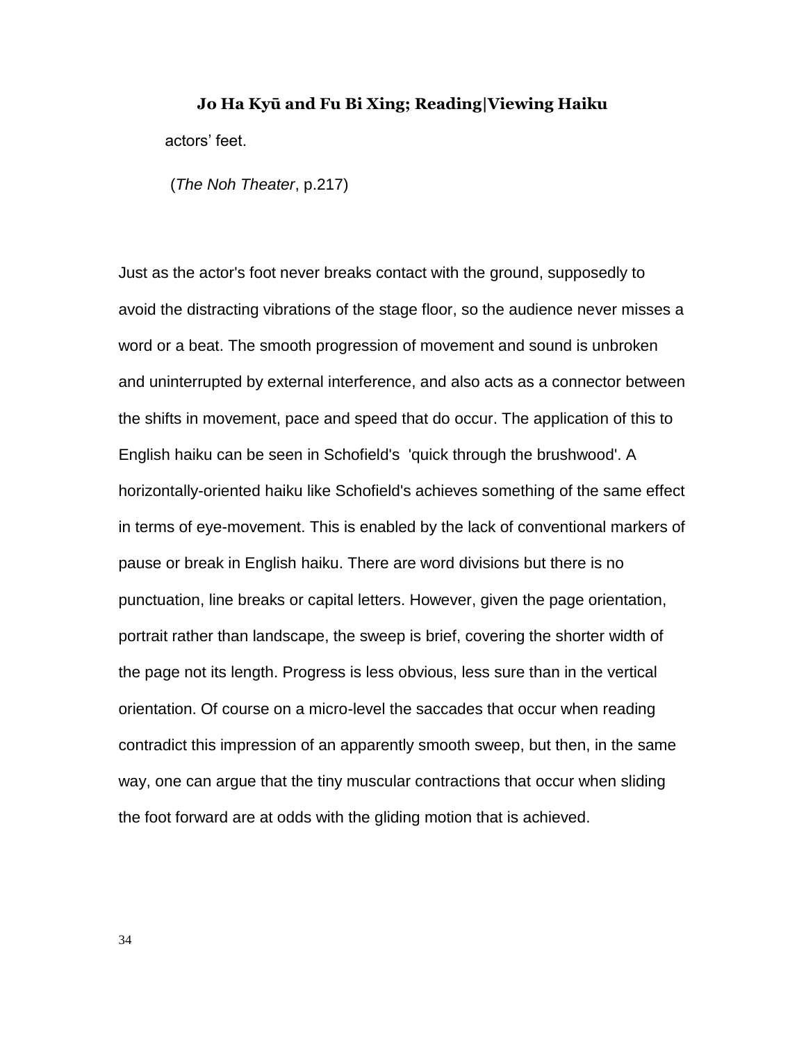actors' feet.

(*The Noh Theater*, p.217)

Just as the actor's foot never breaks contact with the ground, supposedly to avoid the distracting vibrations of the stage floor, so the audience never misses a word or a beat. The smooth progression of movement and sound is unbroken and uninterrupted by external interference, and also acts as a connector between the shifts in movement, pace and speed that do occur. The application of this to English haiku can be seen in Schofield's 'quick through the brushwood'. A horizontally-oriented haiku like Schofield's achieves something of the same effect in terms of eye-movement. This is enabled by the lack of conventional markers of pause or break in English haiku. There are word divisions but there is no punctuation, line breaks or capital letters. However, given the page orientation, portrait rather than landscape, the sweep is brief, covering the shorter width of the page not its length. Progress is less obvious, less sure than in the vertical orientation. Of course on a micro-level the saccades that occur when reading contradict this impression of an apparently smooth sweep, but then, in the same way, one can argue that the tiny muscular contractions that occur when sliding the foot forward are at odds with the gliding motion that is achieved.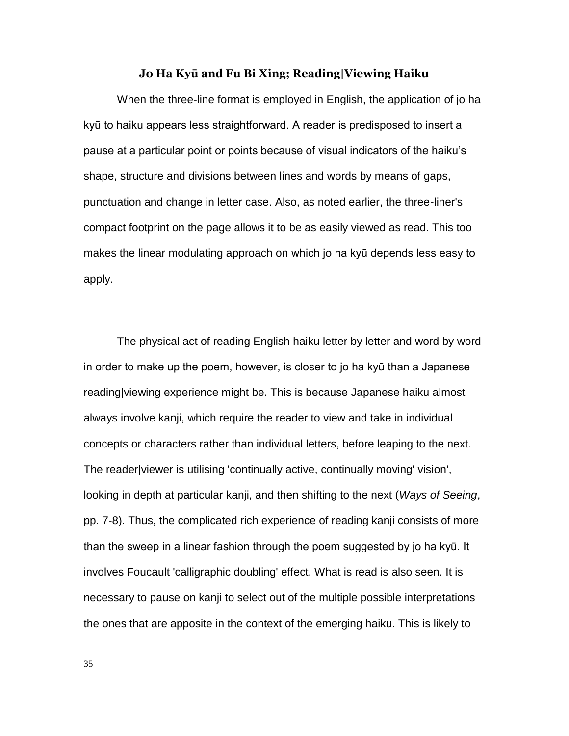### Jo Ha Kyū and Fu Bi Xing; Reading|Viewing Haiku

When the three-line format is employed in English, the application of jo ha kyū to haiku appears less straightforward. A reader is predisposed to insert a pause at a particular point or points because of visual indicators of the haiku's shape, structure and divisions between lines and words by means of gaps, punctuation and change in letter case. Also, as noted earlier, the three-liner's compact footprint on the page allows it to be as easily viewed as read. This too makes the linear modulating approach on which jo ha kyū depends less easy to apply.

The physical act of reading English haiku letter by letter and word by word in order to make up the poem, however, is closer to jo ha kyū than a Japanese reading|viewing experience might be. This is because Japanese haiku almost always involve kanji, which require the reader to view and take in individual concepts or characters rather than individual letters, before leaping to the next. The reader|viewer is utilising 'continually active, continually moving' vision', looking in depth at particular kanji, and then shifting to the next (*Ways of Seeing*, pp. 7-8). Thus, the complicated rich experience of reading kanji consists of more than the sweep in a linear fashion through the poem suggested by jo ha kyū. It involves Foucault 'calligraphic doubling' effect. What is read is also seen. It is necessary to pause on kanji to select out of the multiple possible interpretations the ones that are apposite in the context of the emerging haiku. This is likely to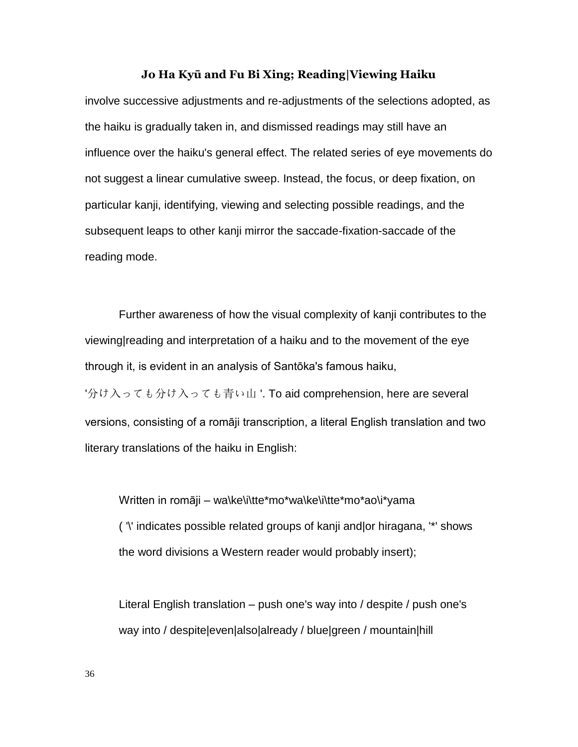involve successive adjustments and re-adjustments of the selections adopted, as the haiku is gradually taken in, and dismissed readings may still have an influence over the haiku's general effect. The related series of eye movements do not suggest a linear cumulative sweep. Instead, the focus, or deep fixation, on particular kanji, identifying, viewing and selecting possible readings, and the subsequent leaps to other kanji mirror the saccade-fixation-saccade of the reading mode.

Further awareness of how the visual complexity of kanji contributes to the viewing|reading and interpretation of a haiku and to the movement of the eye through it, is evident in an analysis of Santōka's famous haiku, '分け入っても分け入っても青い山 '. To aid comprehension, here are several versions, consisting of a romāji transcription, a literal English translation and two literary translations of the haiku in English:

> Written in romāji – wa\ke\i\tte*mo*wa\ke\i\tte*mo*ao\i*yama
> ( '\' indicates possible related groups of kanji and|or hiragana, '*' shows the word divisions a Western reader would probably insert);
>
> Literal English translation – push one's way into / despite / push one's way into / despite|even|also|already / blue|green / mountain|hill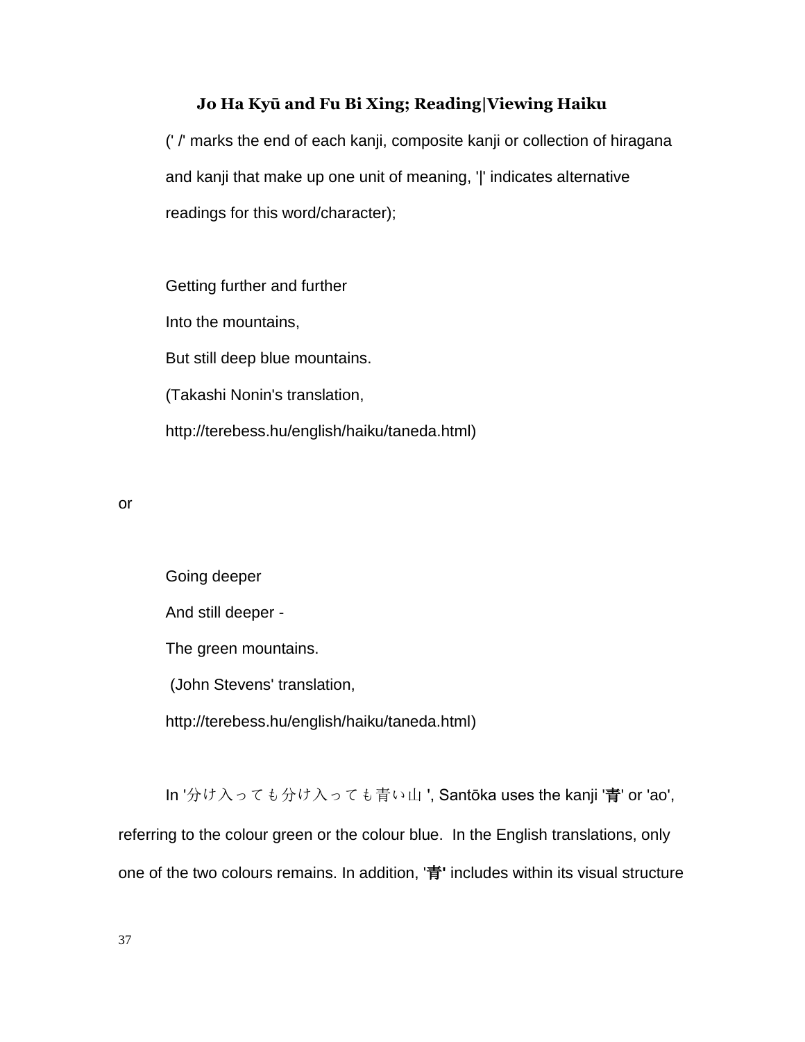**Jo Ha Kyū and Fu Bi Xing; Reading|Viewing Haiku**

(' /' marks the end of each kanji, composite kanji or collection of hiragana and kanji that make up one unit of meaning, '|' indicates alternative readings for this word/character);

Getting further and further

Into the mountains,

But still deep blue mountains.

(Takashi Nonin's translation,

http://terebess.hu/english/haiku/taneda.html)

or

Going deeper

And still deeper -

The green mountains.

(John Stevens' translation,

http://terebess.hu/english/haiku/taneda.html)

In '分け入っても分け入っても青い山 ', Santōka uses the kanji '青' or 'ao', referring to the colour green or the colour blue. In the English translations, only one of the two colours remains. In addition, '青' includes within its visual structure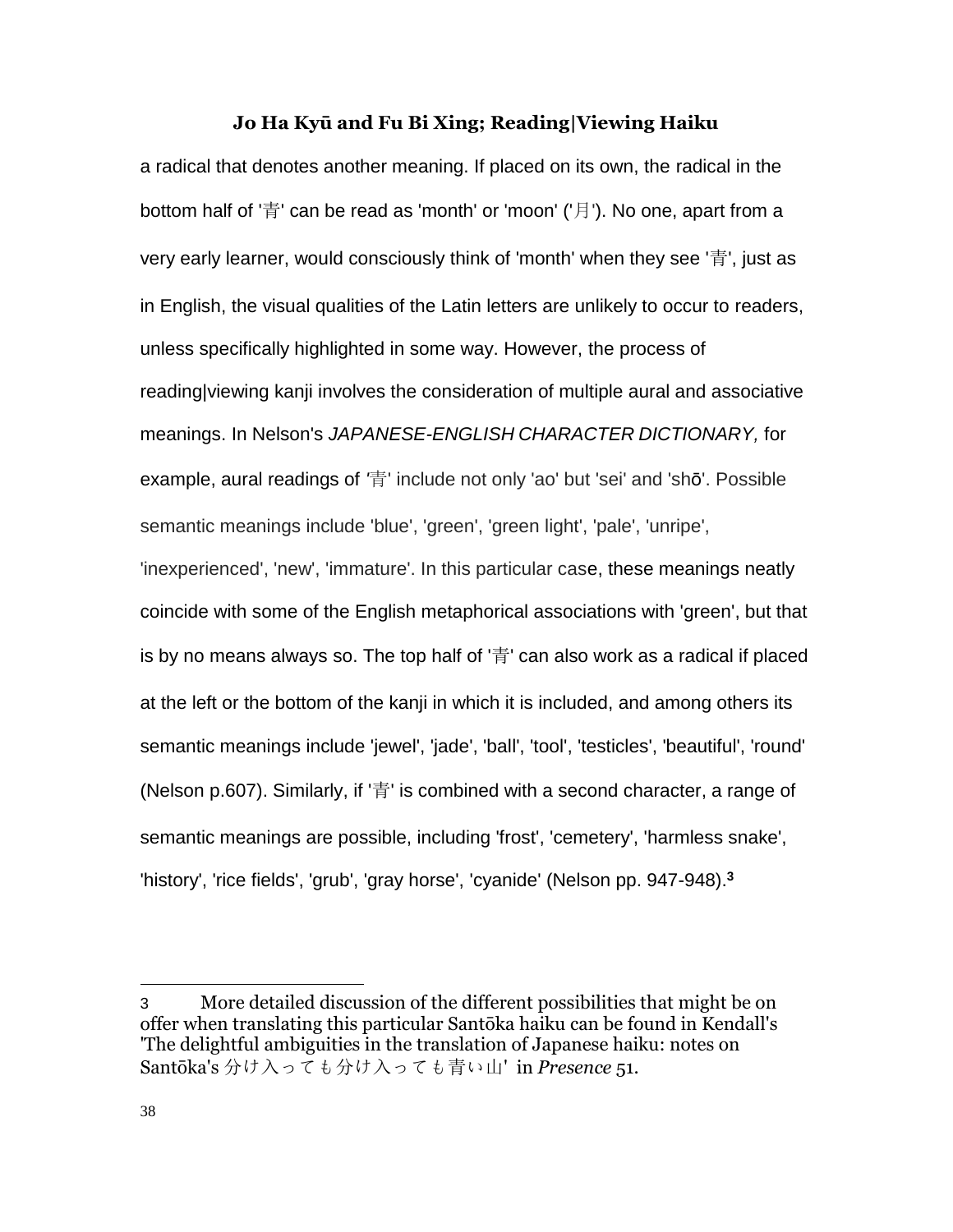a radical that denotes another meaning. If placed on its own, the radical in the bottom half of '青' can be read as 'month' or 'moon' ('月'). No one, apart from a very early learner, would consciously think of 'month' when they see '青', just as in English, the visual qualities of the Latin letters are unlikely to occur to readers, unless specifically highlighted in some way. However, the process of reading|viewing kanji involves the consideration of multiple aural and associative meanings. In Nelson's *JAPANESE-ENGLISH CHARACTER DICTIONARY,* for example, aural readings of '青' include not only 'ao' but 'sei' and 'shō'. Possible semantic meanings include 'blue', 'green', 'green light', 'pale', 'unripe', 'inexperienced', 'new', 'immature'. In this particular case, these meanings neatly coincide with some of the English metaphorical associations with 'green', but that is by no means always so. The top half of '青' can also work as a radical if placed at the left or the bottom of the kanji in which it is included, and among others its semantic meanings include 'jewel', 'jade', 'ball', 'tool', 'testicles', 'beautiful', 'round' (Nelson p.607). Similarly, if '青' is combined with a second character, a range of semantic meanings are possible, including 'frost', 'cemetery', 'harmless snake', 'history', 'rice fields', 'grub', 'gray horse', 'cyanide' (Nelson pp. 947-948).[3]

---

[3] More detailed discussion of the different possibilities that might be on offer when translating this particular Santōka haiku can be found in Kendall's 'The delightful ambiguities in the translation of Japanese haiku: notes on Santōka's 分け入っても分け入っても青い山' in *Presence* 51.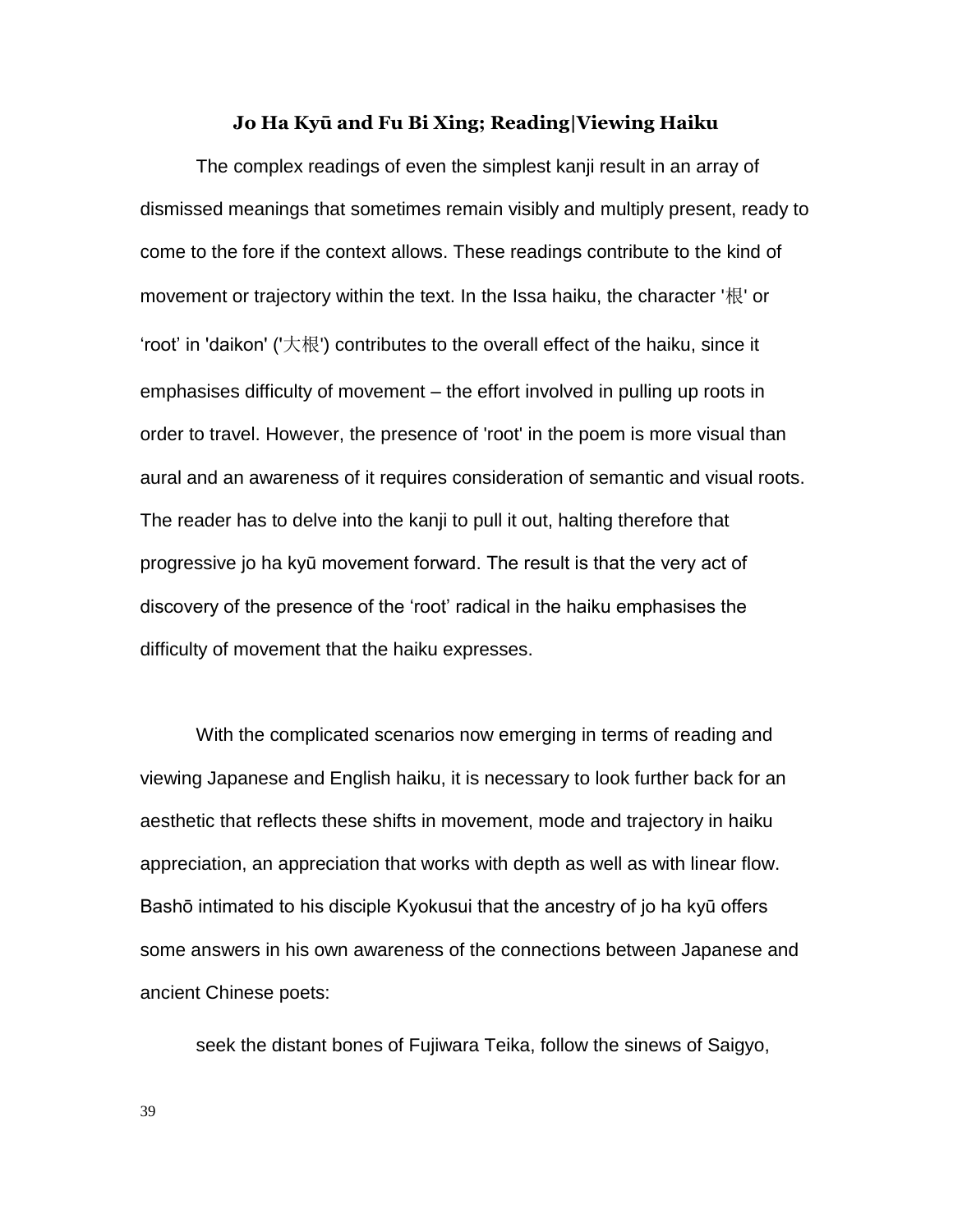### Jo Ha Kyū and Fu Bi Xing; Reading|Viewing Haiku

The complex readings of even the simplest kanji result in an array of dismissed meanings that sometimes remain visibly and multiply present, ready to come to the fore if the context allows. These readings contribute to the kind of movement or trajectory within the text. In the Issa haiku, the character '根' or 'root' in 'daikon' ('大根') contributes to the overall effect of the haiku, since it emphasises difficulty of movement – the effort involved in pulling up roots in order to travel. However, the presence of 'root' in the poem is more visual than aural and an awareness of it requires consideration of semantic and visual roots. The reader has to delve into the kanji to pull it out, halting therefore that progressive jo ha kyū movement forward. The result is that the very act of discovery of the presence of the 'root' radical in the haiku emphasises the difficulty of movement that the haiku expresses.

With the complicated scenarios now emerging in terms of reading and viewing Japanese and English haiku, it is necessary to look further back for an aesthetic that reflects these shifts in movement, mode and trajectory in haiku appreciation, an appreciation that works with depth as well as with linear flow. Bashō intimated to his disciple Kyokusui that the ancestry of jo ha kyū offers some answers in his own awareness of the connections between Japanese and ancient Chinese poets:

> seek the distant bones of Fujiwara Teika, follow the sinews of Saigyo,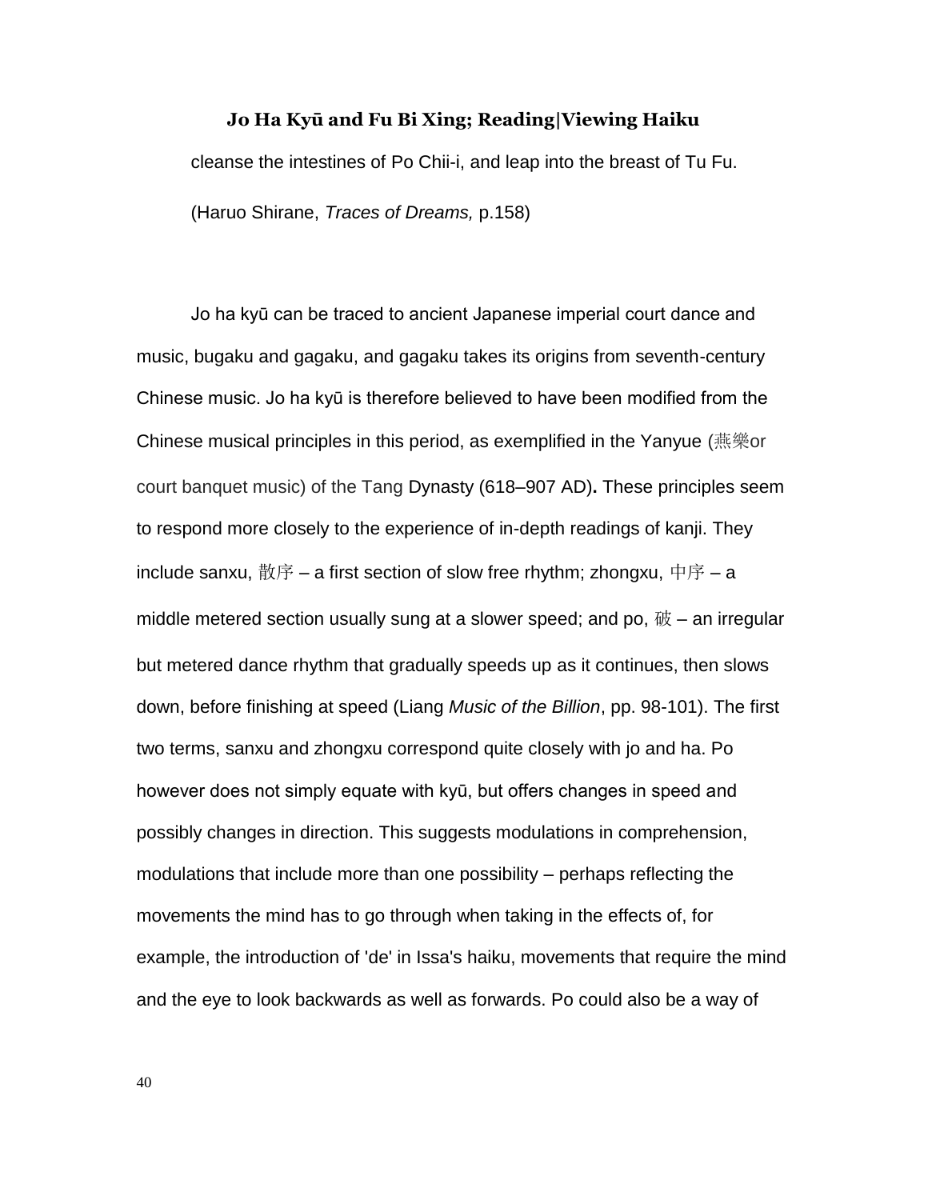## Jo Ha Kyū and Fu Bi Xing; Reading|Viewing Haiku

cleanse the intestines of Po Chii-i, and leap into the breast of Tu Fu.

(Haruo Shirane, *Traces of Dreams,* p.158)

Jo ha kyū can be traced to ancient Japanese imperial court dance and music, bugaku and gagaku, and gagaku takes its origins from seventh-century Chinese music. Jo ha kyū is therefore believed to have been modified from the Chinese musical principles in this period, as exemplified in the Yanyue (燕樂or court banquet music) of the Tang Dynasty (618–907 AD)**.** These principles seem to respond more closely to the experience of in-depth readings of kanji. They include sanxu, 散序 – a first section of slow free rhythm; zhongxu, 中序 – a middle metered section usually sung at a slower speed; and po, 破 – an irregular but metered dance rhythm that gradually speeds up as it continues, then slows down, before finishing at speed (Liang *Music of the Billion*, pp. 98-101). The first two terms, sanxu and zhongxu correspond quite closely with jo and ha. Po however does not simply equate with kyū, but offers changes in speed and possibly changes in direction. This suggests modulations in comprehension, modulations that include more than one possibility – perhaps reflecting the movements the mind has to go through when taking in the effects of, for example, the introduction of 'de' in Issa's haiku, movements that require the mind and the eye to look backwards as well as forwards. Po could also be a way of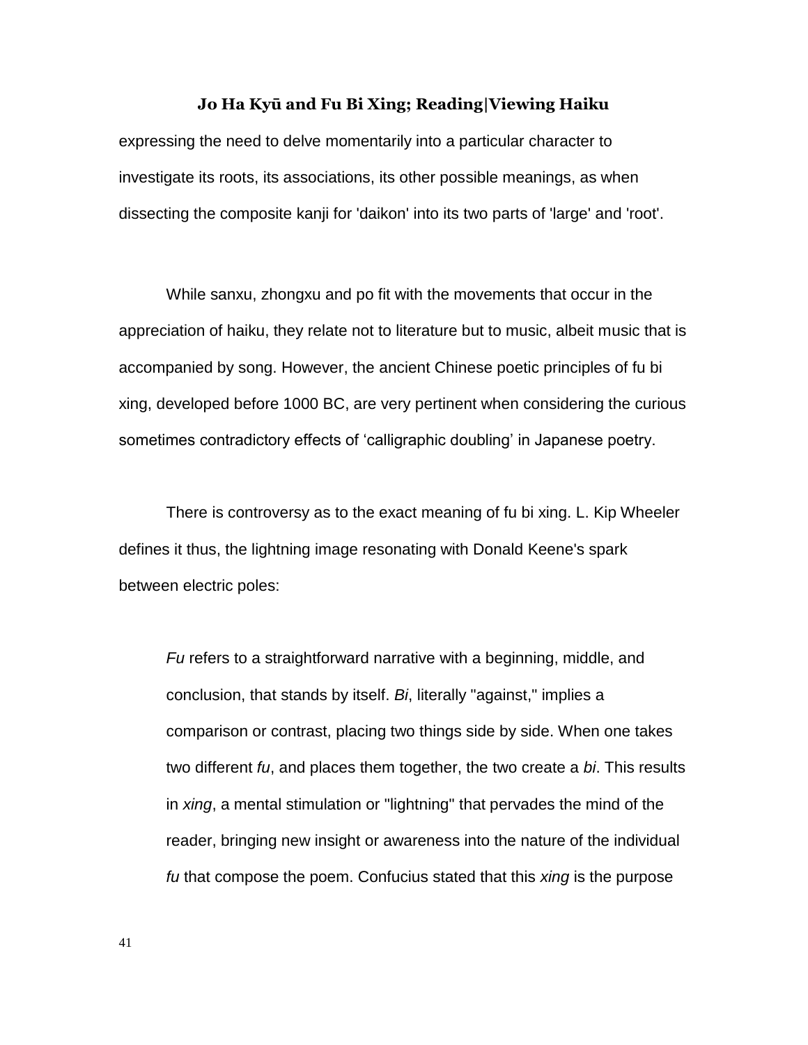expressing the need to delve momentarily into a particular character to investigate its roots, its associations, its other possible meanings, as when dissecting the composite kanji for 'daikon' into its two parts of 'large' and 'root'.

While sanxu, zhongxu and po fit with the movements that occur in the appreciation of haiku, they relate not to literature but to music, albeit music that is accompanied by song. However, the ancient Chinese poetic principles of fu bi xing, developed before 1000 BC, are very pertinent when considering the curious sometimes contradictory effects of ‘calligraphic doubling’ in Japanese poetry.

There is controversy as to the exact meaning of fu bi xing. L. Kip Wheeler defines it thus, the lightning image resonating with Donald Keene's spark between electric poles:

> *Fu* refers to a straightforward narrative with a beginning, middle, and conclusion, that stands by itself. *Bi*, literally "against," implies a comparison or contrast, placing two things side by side. When one takes two different *fu*, and places them together, the two create a *bi*. This results in *xing*, a mental stimulation or "lightning" that pervades the mind of the reader, bringing new insight or awareness into the nature of the individual *fu* that compose the poem. Confucius stated that this *xing* is the purpose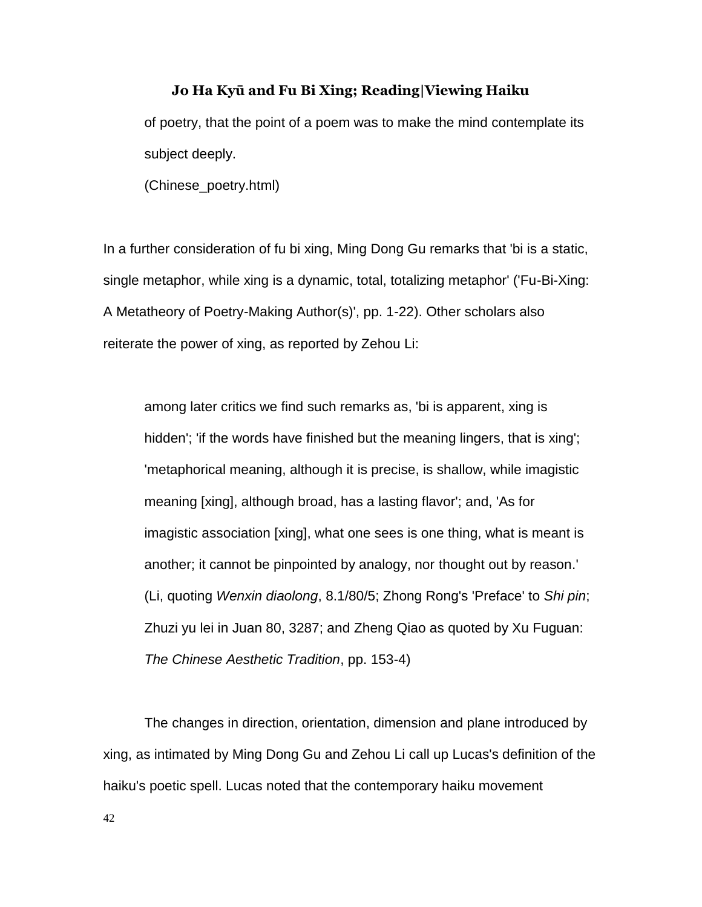of poetry, that the point of a poem was to make the mind contemplate its subject deeply.

(Chinese_poetry.html)

In a further consideration of fu bi xing, Ming Dong Gu remarks that 'bi is a static, single metaphor, while xing is a dynamic, total, totalizing metaphor' ('Fu-Bi-Xing: A Metatheory of Poetry-Making Author(s)', pp. 1-22). Other scholars also reiterate the power of xing, as reported by Zehou Li:

> among later critics we find such remarks as, 'bi is apparent, xing is hidden'; 'if the words have finished but the meaning lingers, that is xing'; 'metaphorical meaning, although it is precise, is shallow, while imagistic meaning [xing], although broad, has a lasting flavor'; and, 'As for imagistic association [xing], what one sees is one thing, what is meant is another; it cannot be pinpointed by analogy, nor thought out by reason.' (Li, quoting *Wenxin diaolong*, 8.1/80/5; Zhong Rong's 'Preface' to *Shi pin*; Zhuzi yu lei in Juan 80, 3287; and Zheng Qiao as quoted by Xu Fuguan: *The Chinese Aesthetic Tradition*, pp. 153-4)

The changes in direction, orientation, dimension and plane introduced by xing, as intimated by Ming Dong Gu and Zehou Li call up Lucas's definition of the haiku's poetic spell. Lucas noted that the contemporary haiku movement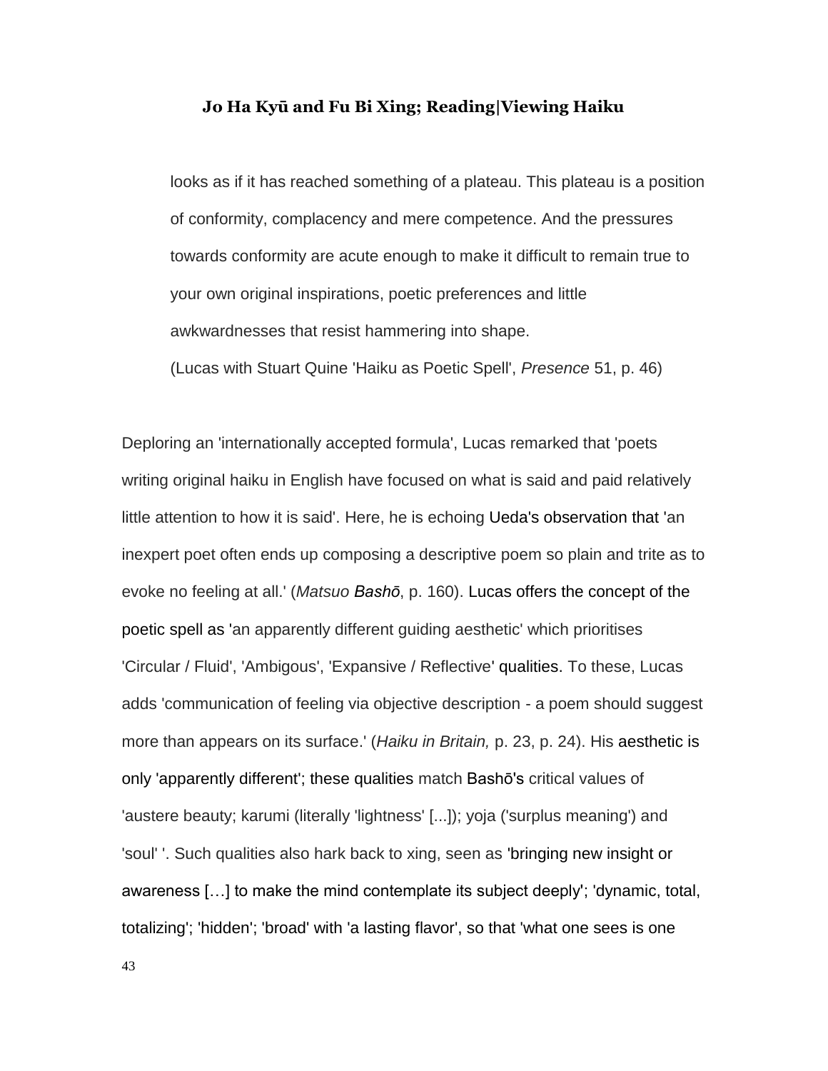> looks as if it has reached something of a plateau. This plateau is a position of conformity, complacency and mere competence. And the pressures towards conformity are acute enough to make it difficult to remain true to your own original inspirations, poetic preferences and little awkwardnesses that resist hammering into shape.
>
> (Lucas with Stuart Quine 'Haiku as Poetic Spell', *Presence* 51, p. 46)

Deploring an 'internationally accepted formula', Lucas remarked that 'poets writing original haiku in English have focused on what is said and paid relatively little attention to how it is said'. Here, he is echoing Ueda's observation that 'an inexpert poet often ends up composing a descriptive poem so plain and trite as to evoke no feeling at all.' (*Matsuo Bashō*, p. 160). Lucas offers the concept of the poetic spell as 'an apparently different guiding aesthetic' which prioritises 'Circular / Fluid', 'Ambigous', 'Expansive / Reflective' qualities. To these, Lucas adds 'communication of feeling via objective description - a poem should suggest more than appears on its surface.' (*Haiku in Britain,* p. 23, p. 24). His aesthetic is only 'apparently different'; these qualities match Bashō's critical values of 'austere beauty; karumi (literally 'lightness' [...]); yoja ('surplus meaning') and 'soul' '. Such qualities also hark back to xing, seen as 'bringing new insight or awareness […] to make the mind contemplate its subject deeply'; 'dynamic, total, totalizing'; 'hidden'; 'broad' with 'a lasting flavor', so that 'what one sees is one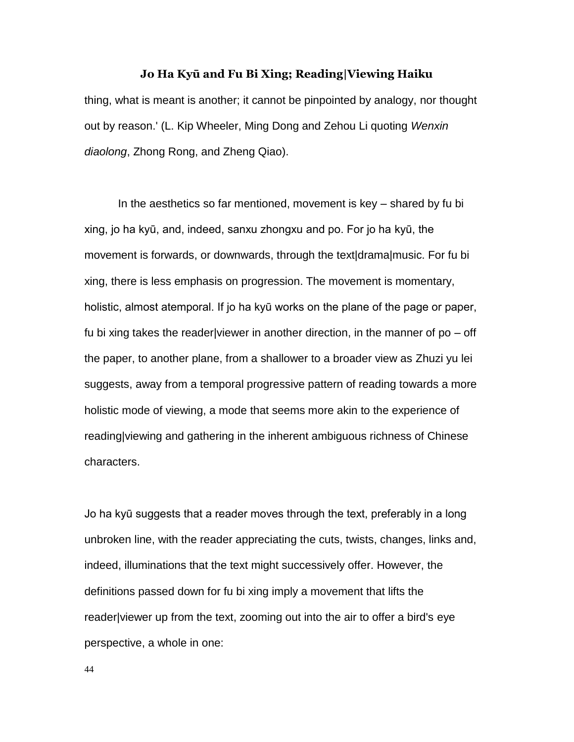thing, what is meant is another; it cannot be pinpointed by analogy, nor thought out by reason.' (L. Kip Wheeler, Ming Dong and Zehou Li quoting *Wenxin diaolong*, Zhong Rong, and Zheng Qiao).

In the aesthetics so far mentioned, movement is key – shared by fu bi xing, jo ha kyū, and, indeed, sanxu zhongxu and po. For jo ha kyū, the movement is forwards, or downwards, through the text|drama|music. For fu bi xing, there is less emphasis on progression. The movement is momentary, holistic, almost atemporal. If jo ha kyū works on the plane of the page or paper, fu bi xing takes the reader|viewer in another direction, in the manner of po – off the paper, to another plane, from a shallower to a broader view as Zhuzi yu lei suggests, away from a temporal progressive pattern of reading towards a more holistic mode of viewing, a mode that seems more akin to the experience of reading|viewing and gathering in the inherent ambiguous richness of Chinese characters.

Jo ha kyū suggests that a reader moves through the text, preferably in a long unbroken line, with the reader appreciating the cuts, twists, changes, links and, indeed, illuminations that the text might successively offer. However, the definitions passed down for fu bi xing imply a movement that lifts the reader|viewer up from the text, zooming out into the air to offer a bird's eye perspective, a whole in one: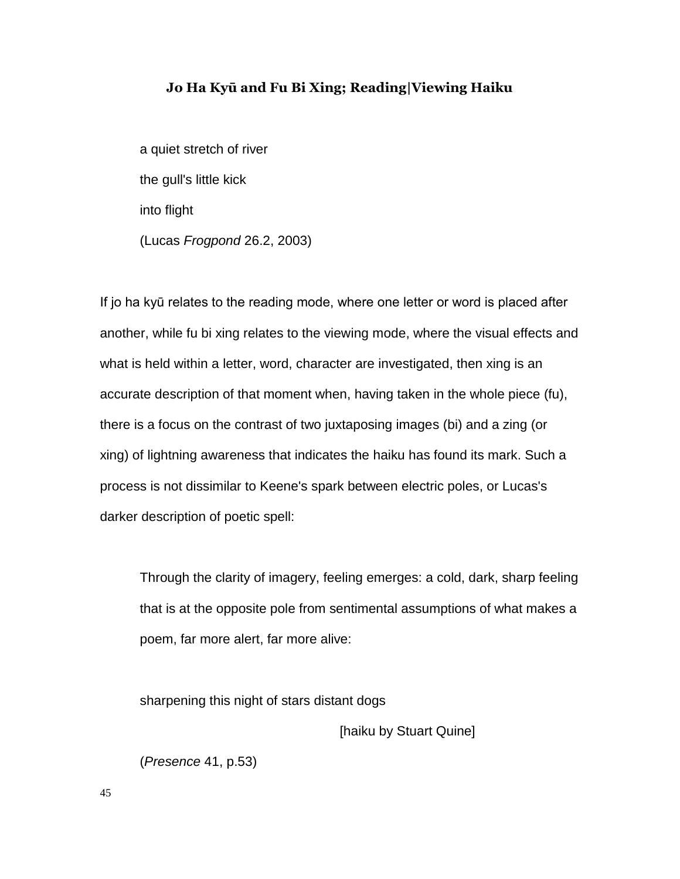### Jo Ha Kyū and Fu Bi Xing; Reading|Viewing Haiku

a quiet stretch of river  
the gull's little kick  
into flight  
(Lucas *Frogpond* 26.2, 2003)

If jo ha kyū relates to the reading mode, where one letter or word is placed after another, while fu bi xing relates to the viewing mode, where the visual effects and what is held within a letter, word, character are investigated, then xing is an accurate description of that moment when, having taken in the whole piece (fu), there is a focus on the contrast of two juxtaposing images (bi) and a zing (or xing) of lightning awareness that indicates the haiku has found its mark. Such a process is not dissimilar to Keene's spark between electric poles, or Lucas's darker description of poetic spell:

> Through the clarity of imagery, feeling emerges: a cold, dark, sharp feeling that is at the opposite pole from sentimental assumptions of what makes a poem, far more alert, far more alive:
>
> sharpening this night of stars distant dogs
>
> [haiku by Stuart Quine]
>
> (*Presence* 41, p.53)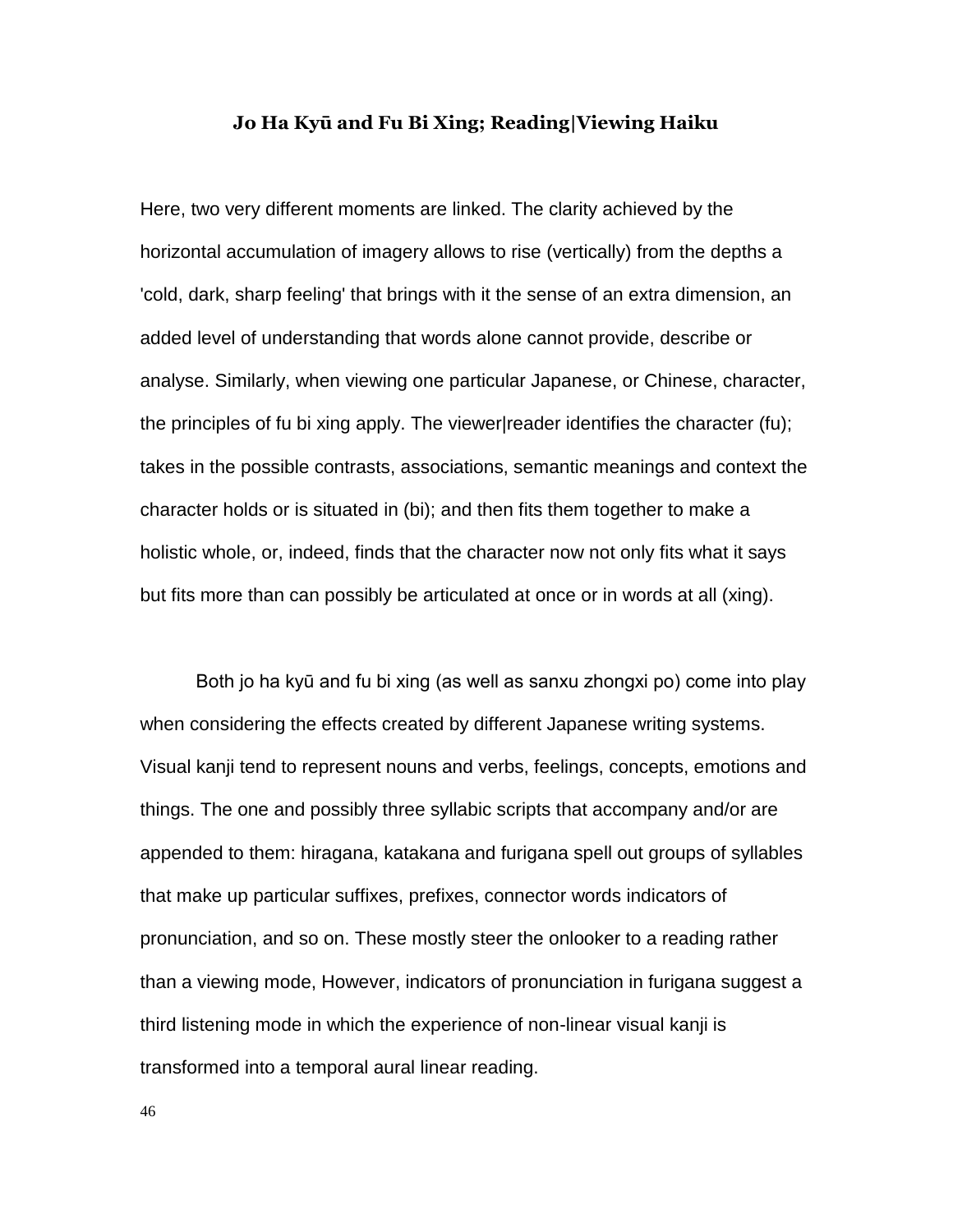**Jo Ha Kyū and Fu Bi Xing; Reading|Viewing Haiku**

Here, two very different moments are linked. The clarity achieved by the horizontal accumulation of imagery allows to rise (vertically) from the depths a 'cold, dark, sharp feeling' that brings with it the sense of an extra dimension, an added level of understanding that words alone cannot provide, describe or analyse. Similarly, when viewing one particular Japanese, or Chinese, character, the principles of fu bi xing apply. The viewer|reader identifies the character (fu); takes in the possible contrasts, associations, semantic meanings and context the character holds or is situated in (bi); and then fits them together to make a holistic whole, or, indeed, finds that the character now not only fits what it says but fits more than can possibly be articulated at once or in words at all (xing).

Both jo ha kyū and fu bi xing (as well as sanxu zhongxi po) come into play when considering the effects created by different Japanese writing systems. Visual kanji tend to represent nouns and verbs, feelings, concepts, emotions and things. The one and possibly three syllabic scripts that accompany and/or are appended to them: hiragana, katakana and furigana spell out groups of syllables that make up particular suffixes, prefixes, connector words indicators of pronunciation, and so on. These mostly steer the onlooker to a reading rather than a viewing mode, However, indicators of pronunciation in furigana suggest a third listening mode in which the experience of non-linear visual kanji is transformed into a temporal aural linear reading.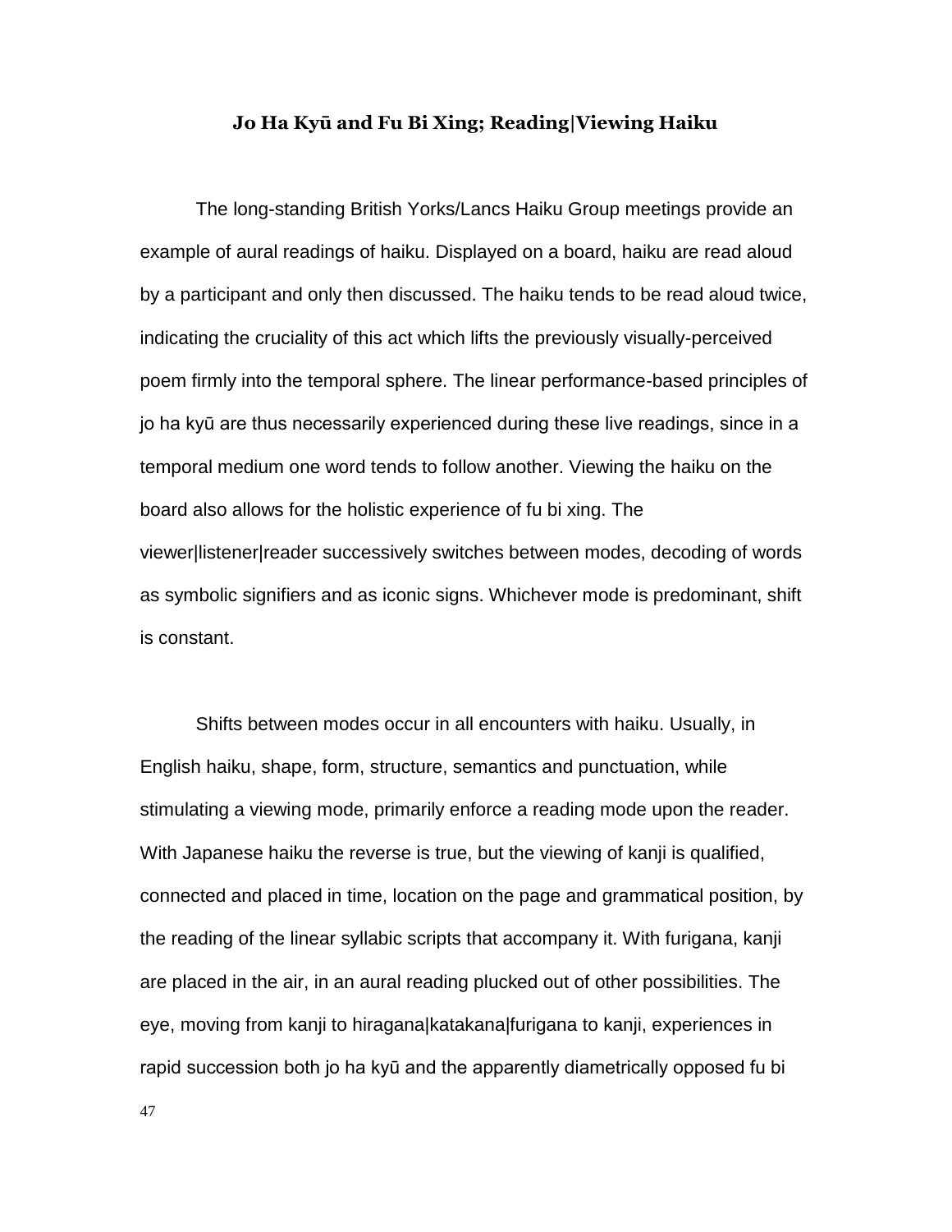## Jo Ha Kyū and Fu Bi Xing; Reading|Viewing Haiku

The long-standing British Yorks/Lancs Haiku Group meetings provide an example of aural readings of haiku. Displayed on a board, haiku are read aloud by a participant and only then discussed. The haiku tends to be read aloud twice, indicating the cruciality of this act which lifts the previously visually-perceived poem firmly into the temporal sphere. The linear performance-based principles of jo ha kyū are thus necessarily experienced during these live readings, since in a temporal medium one word tends to follow another. Viewing the haiku on the board also allows for the holistic experience of fu bi xing. The viewer|listener|reader successively switches between modes, decoding of words as symbolic signifiers and as iconic signs. Whichever mode is predominant, shift is constant.

Shifts between modes occur in all encounters with haiku. Usually, in English haiku, shape, form, structure, semantics and punctuation, while stimulating a viewing mode, primarily enforce a reading mode upon the reader. With Japanese haiku the reverse is true, but the viewing of kanji is qualified, connected and placed in time, location on the page and grammatical position, by the reading of the linear syllabic scripts that accompany it. With furigana, kanji are placed in the air, in an aural reading plucked out of other possibilities. The eye, moving from kanji to hiragana|katakana|furigana to kanji, experiences in rapid succession both jo ha kyū and the apparently diametrically opposed fu bi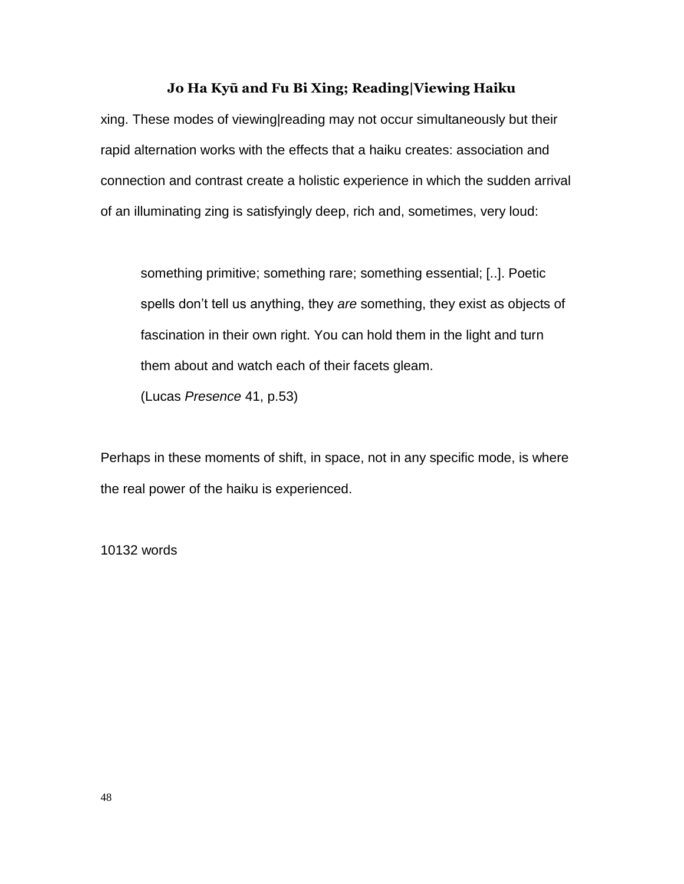xing. These modes of viewing|reading may not occur simultaneously but their rapid alternation works with the effects that a haiku creates: association and connection and contrast create a holistic experience in which the sudden arrival of an illuminating zing is satisfyingly deep, rich and, sometimes, very loud:

> something primitive; something rare; something essential; [..]. Poetic spells don't tell us anything, they *are* something, they exist as objects of fascination in their own right. You can hold them in the light and turn them about and watch each of their facets gleam.
>
> (Lucas *Presence* 41, p.53)

Perhaps in these moments of shift, in space, not in any specific mode, is where the real power of the haiku is experienced.

10132 words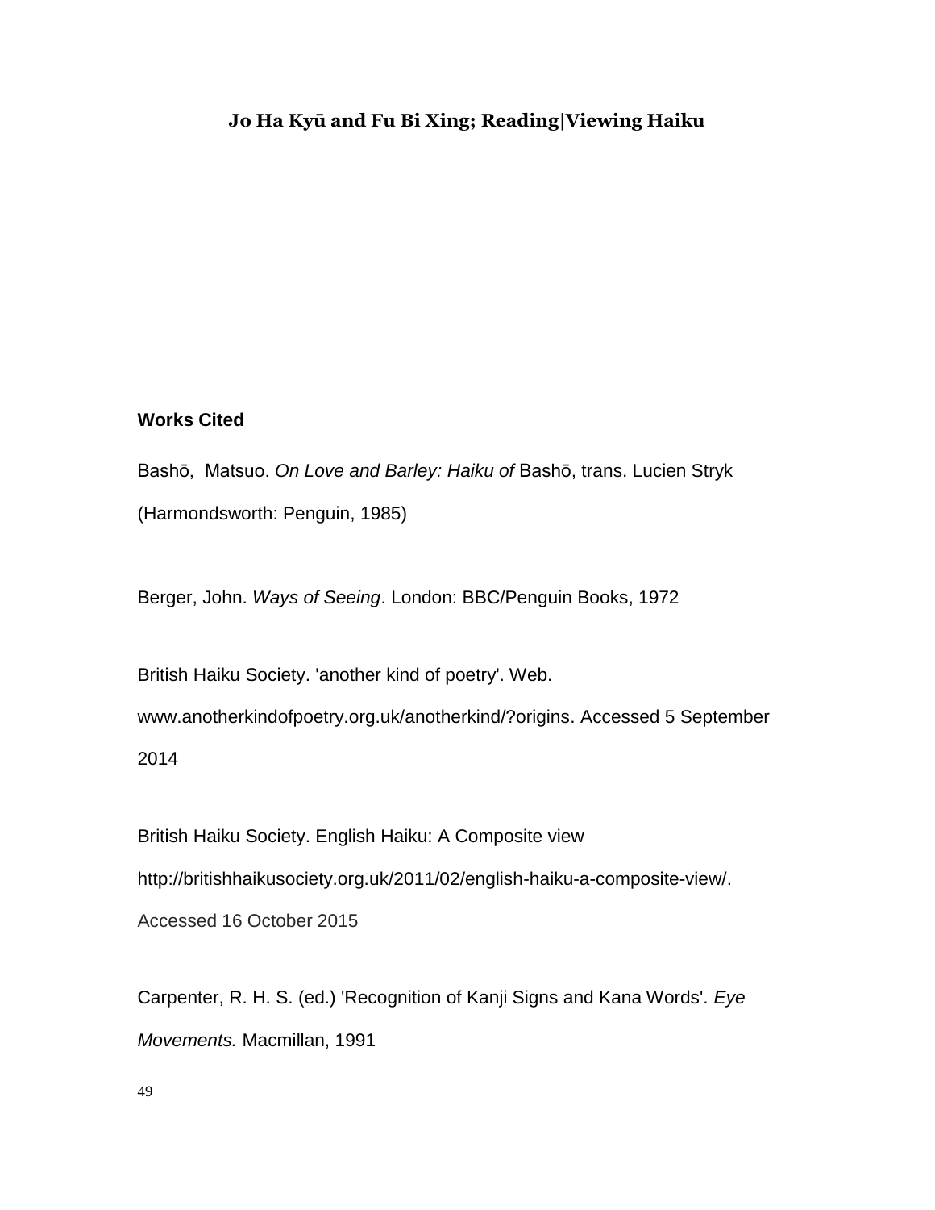## Works Cited

Bashō, Matsuo. *On Love and Barley: Haiku of* Bashō, trans. Lucien Stryk (Harmondsworth: Penguin, 1985)

Berger, John. *Ways of Seeing*. London: BBC/Penguin Books, 1972

British Haiku Society. 'another kind of poetry'. Web. www.anotherkindofpoetry.org.uk/anotherkind/?origins. Accessed 5 September 2014

British Haiku Society. English Haiku: A Composite view http://britishhaikusociety.org.uk/2011/02/english-haiku-a-composite-view/. Accessed 16 October 2015

Carpenter, R. H. S. (ed.) 'Recognition of Kanji Signs and Kana Words'. *Eye Movements.* Macmillan, 1991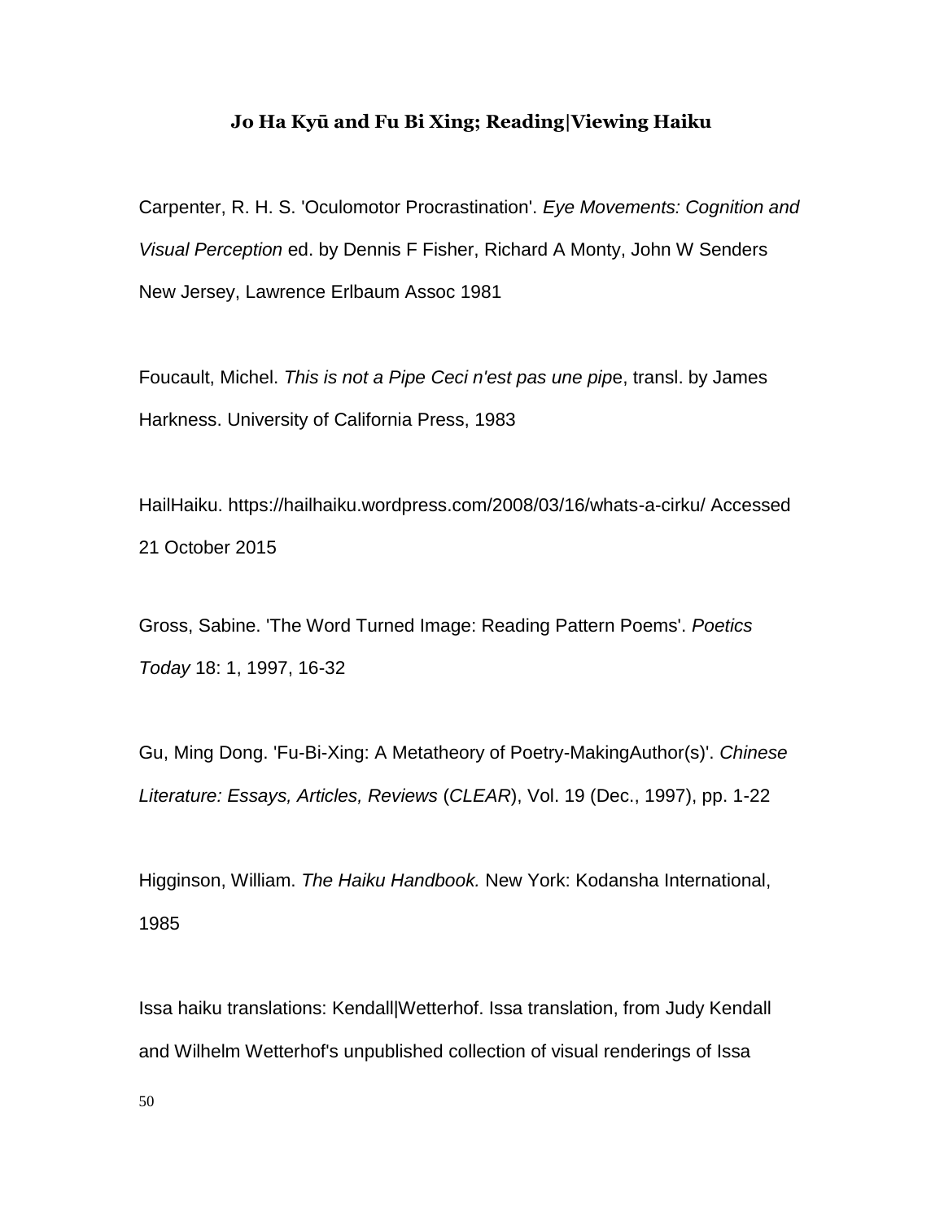**Jo Ha Kyū and Fu Bi Xing; Reading|Viewing Haiku**

Carpenter, R. H. S. 'Oculomotor Procrastination'. *Eye Movements: Cognition and Visual Perception* ed. by Dennis F Fisher, Richard A Monty, John W Senders New Jersey, Lawrence Erlbaum Assoc 1981

Foucault, Michel. *This is not a Pipe Ceci n'est pas une pip*e, transl. by James Harkness. University of California Press, 1983

HailHaiku. https://hailhaiku.wordpress.com/2008/03/16/whats-a-cirku/ Accessed 21 October 2015

Gross, Sabine. 'The Word Turned Image: Reading Pattern Poems'. *Poetics Today* 18: 1, 1997, 16-32

Gu, Ming Dong. 'Fu-Bi-Xing: A Metatheory of Poetry-MakingAuthor(s)'. *Chinese Literature: Essays, Articles, Reviews* (*CLEAR*), Vol. 19 (Dec., 1997), pp. 1-22

Higginson, William. *The Haiku Handbook.* New York: Kodansha International, 1985

Issa haiku translations: Kendall|Wetterhof. Issa translation, from Judy Kendall and Wilhelm Wetterhof's unpublished collection of visual renderings of Issa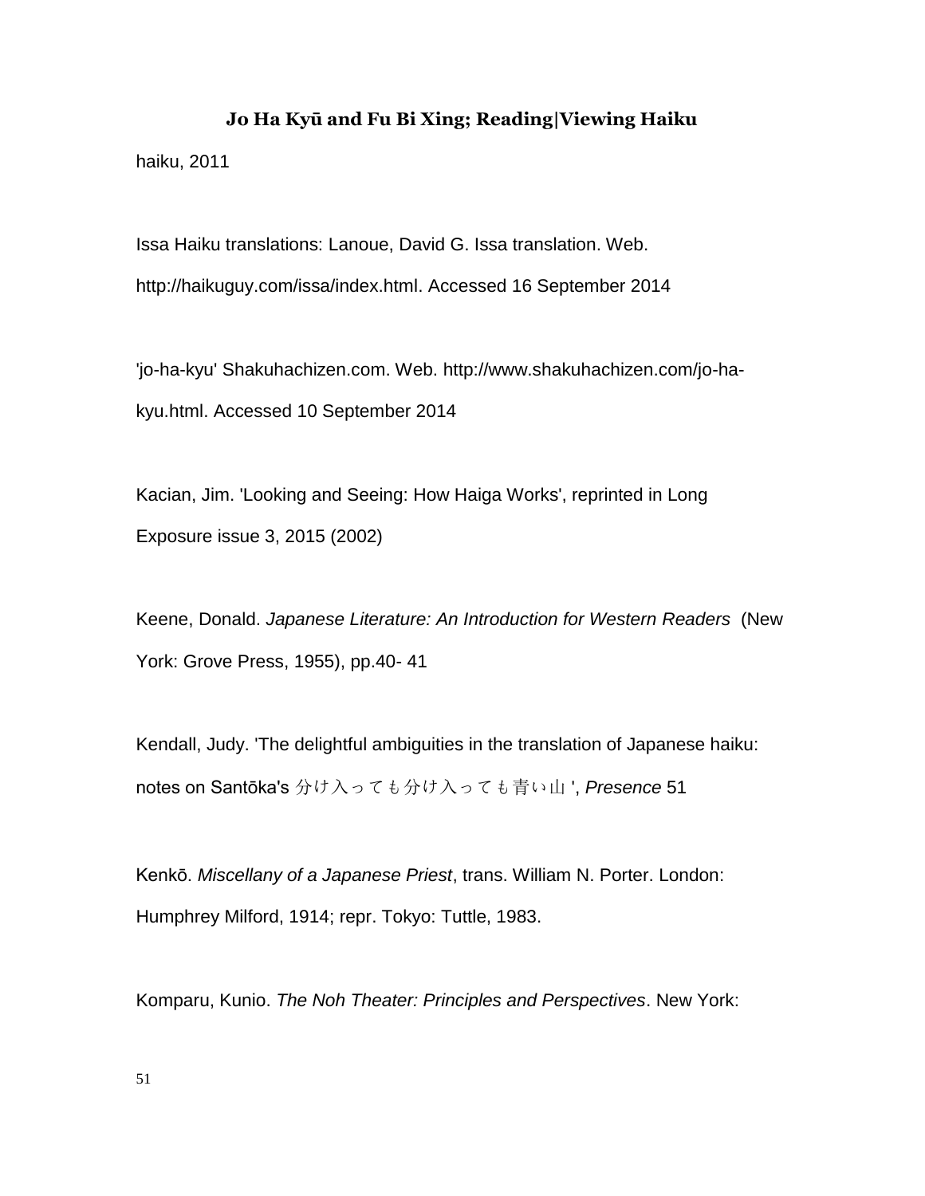haiku, 2011

Issa Haiku translations: Lanoue, David G. Issa translation. Web. http://haikuguy.com/issa/index.html. Accessed 16 September 2014

'jo-ha-kyu' Shakuhachizen.com. Web. http://www.shakuhachizen.com/jo-ha-kyu.html. Accessed 10 September 2014

Kacian, Jim. 'Looking and Seeing: How Haiga Works', reprinted in Long Exposure issue 3, 2015 (2002)

Keene, Donald. *Japanese Literature: An Introduction for Western Readers* (New York: Grove Press, 1955), pp.40- 41

Kendall, Judy. 'The delightful ambiguities in the translation of Japanese haiku: notes on Santōka's 分け入っても分け入っても青い山 ', *Presence* 51

Kenkō. *Miscellany of a Japanese Priest*, trans. William N. Porter. London: Humphrey Milford, 1914; repr. Tokyo: Tuttle, 1983.

Komparu, Kunio. *The Noh Theater: Principles and Perspectives*. New York: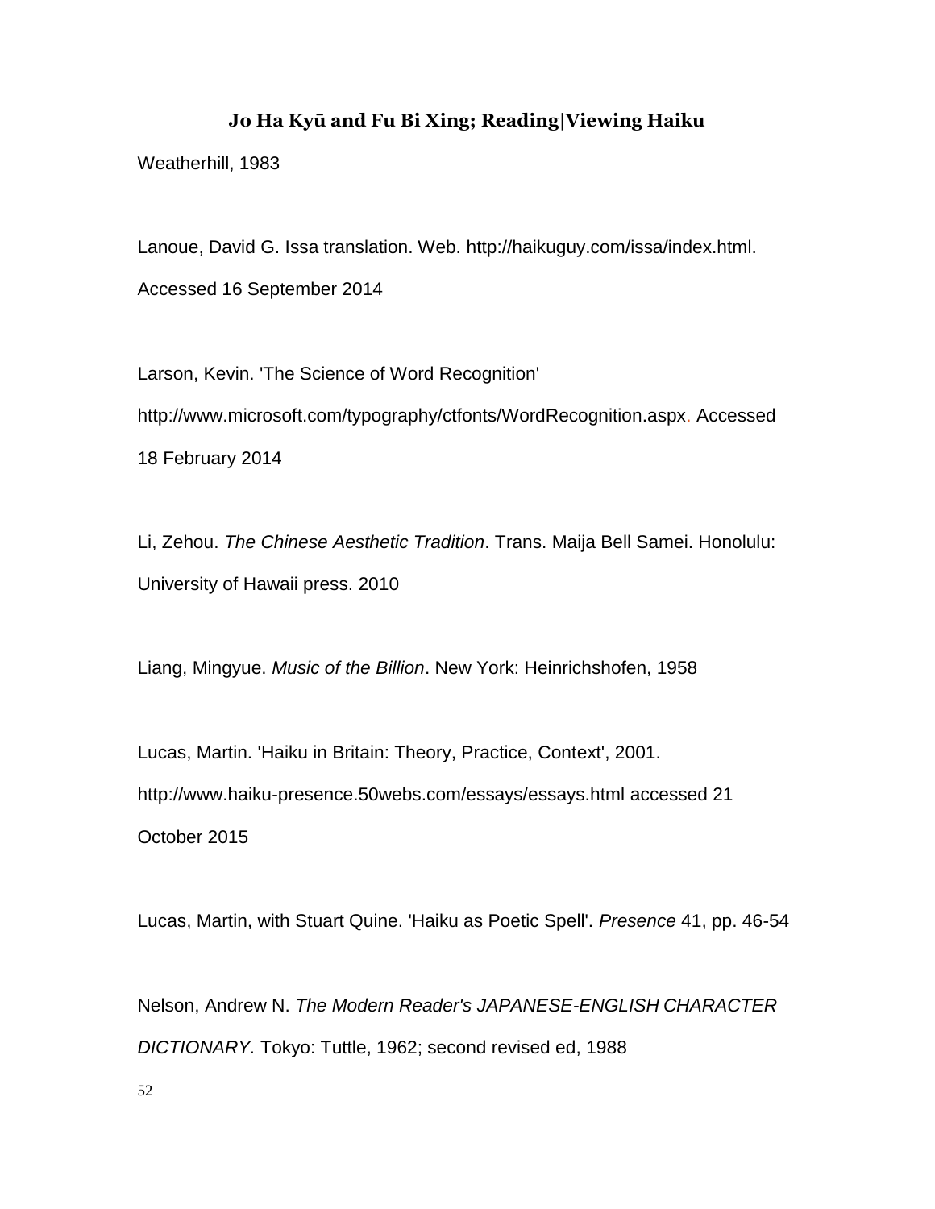Weatherhill, 1983

Lanoue, David G. Issa translation. Web. http://haikuguy.com/issa/index.html. Accessed 16 September 2014

Larson, Kevin. 'The Science of Word Recognition' http://www.microsoft.com/typography/ctfonts/WordRecognition.aspx. Accessed 18 February 2014

Li, Zehou. *The Chinese Aesthetic Tradition*. Trans. Maija Bell Samei. Honolulu: University of Hawaii press. 2010

Liang, Mingyue. *Music of the Billion*. New York: Heinrichshofen, 1958

Lucas, Martin. 'Haiku in Britain: Theory, Practice, Context', 2001. http://www.haiku-presence.50webs.com/essays/essays.html accessed 21 October 2015

Lucas, Martin, with Stuart Quine. 'Haiku as Poetic Spell'. *Presence* 41, pp. 46-54

Nelson, Andrew N. *The Modern Reader's JAPANESE-ENGLISH CHARACTER DICTIONARY.* Tokyo: Tuttle, 1962; second revised ed, 1988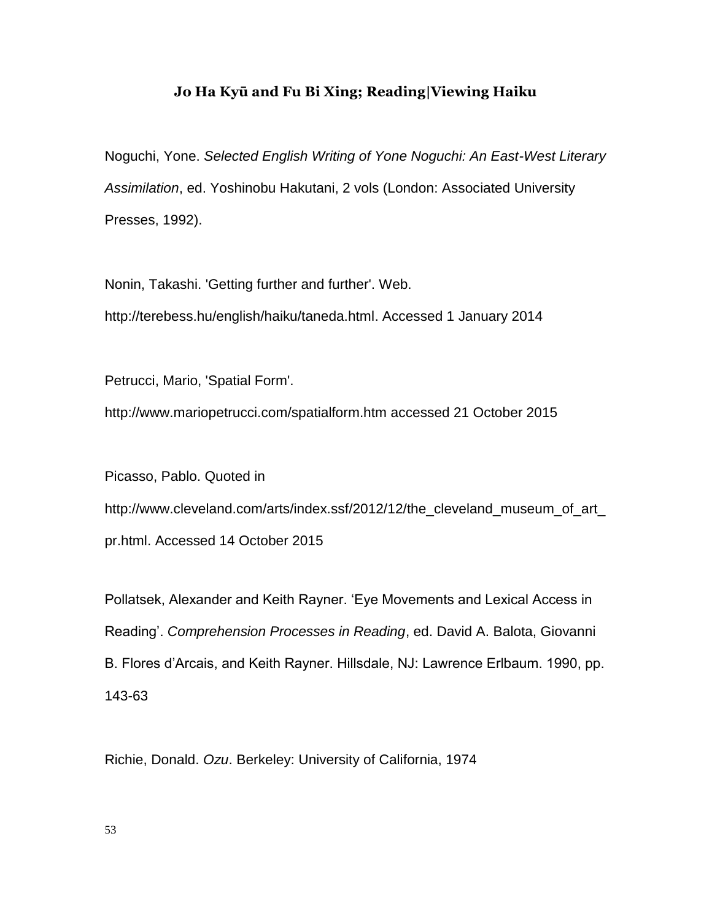Noguchi, Yone. *Selected English Writing of Yone Noguchi: An East-West Literary Assimilation*, ed. Yoshinobu Hakutani, 2 vols (London: Associated University Presses, 1992).

Nonin, Takashi. 'Getting further and further'. Web. http://terebess.hu/english/haiku/taneda.html. Accessed 1 January 2014

Petrucci, Mario, 'Spatial Form'. http://www.mariopetrucci.com/spatialform.htm accessed 21 October 2015

Picasso, Pablo. Quoted in http://www.cleveland.com/arts/index.ssf/2012/12/the_cleveland_museum_of_art_pr.html. Accessed 14 October 2015

Pollatsek, Alexander and Keith Rayner. 'Eye Movements and Lexical Access in Reading'. *Comprehension Processes in Reading*, ed. David A. Balota, Giovanni B. Flores d'Arcais, and Keith Rayner. Hillsdale, NJ: Lawrence Erlbaum. 1990, pp. 143-63

Richie, Donald. *Ozu*. Berkeley: University of California, 1974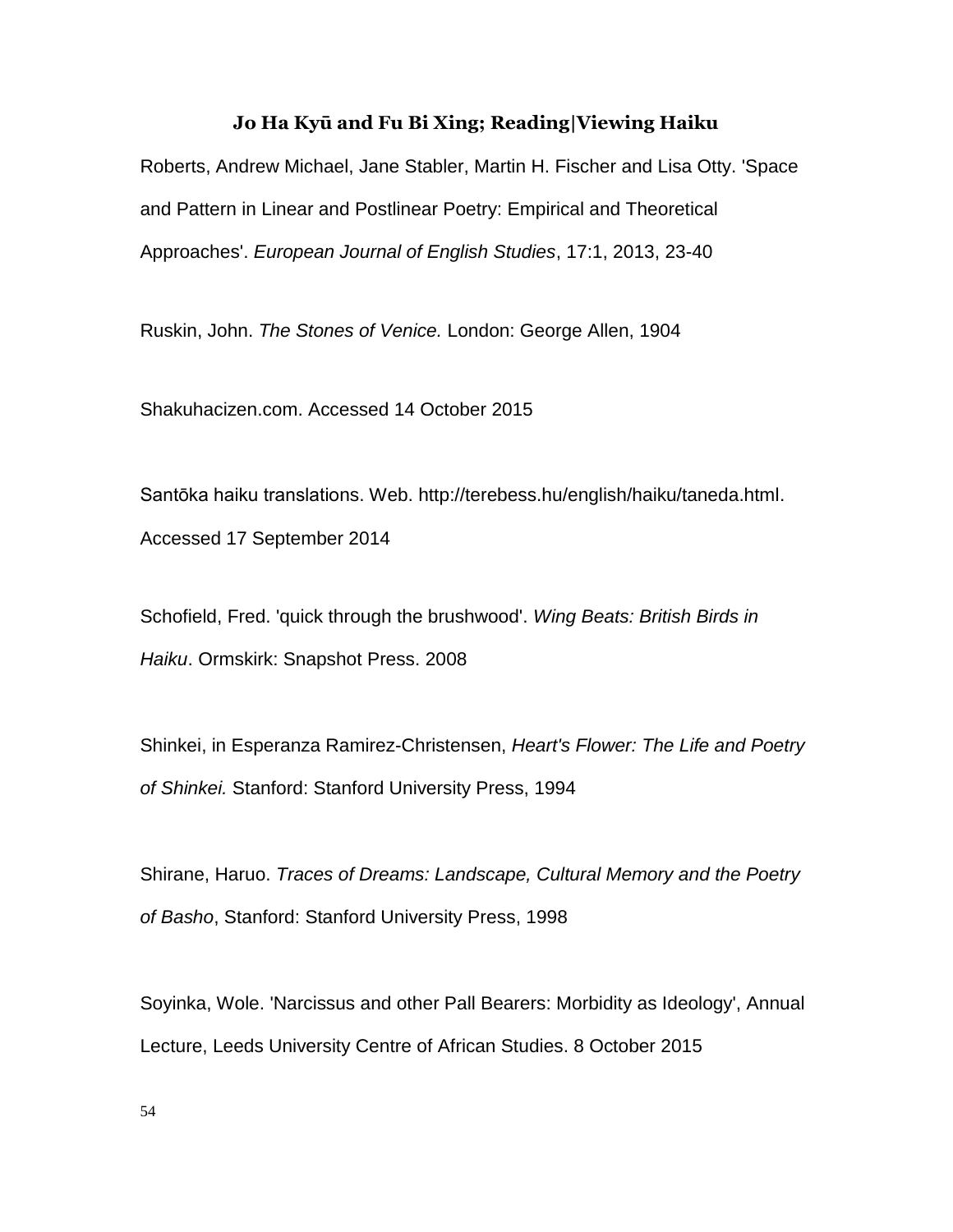Roberts, Andrew Michael, Jane Stabler, Martin H. Fischer and Lisa Otty. 'Space and Pattern in Linear and Postlinear Poetry: Empirical and Theoretical Approaches'. *European Journal of English Studies*, 17:1, 2013, 23-40

Ruskin, John. *The Stones of Venice.* London: George Allen, 1904

Shakuhacizen.com. Accessed 14 October 2015

Santōka haiku translations. Web. http://terebess.hu/english/haiku/taneda.html. Accessed 17 September 2014

Schofield, Fred. 'quick through the brushwood'. *Wing Beats: British Birds in Haiku*. Ormskirk: Snapshot Press. 2008

Shinkei, in Esperanza Ramirez-Christensen, *Heart's Flower: The Life and Poetry of Shinkei.* Stanford: Stanford University Press, 1994

Shirane, Haruo. *Traces of Dreams: Landscape, Cultural Memory and the Poetry of Basho*, Stanford: Stanford University Press, 1998

Soyinka, Wole. 'Narcissus and other Pall Bearers: Morbidity as Ideology', Annual Lecture, Leeds University Centre of African Studies. 8 October 2015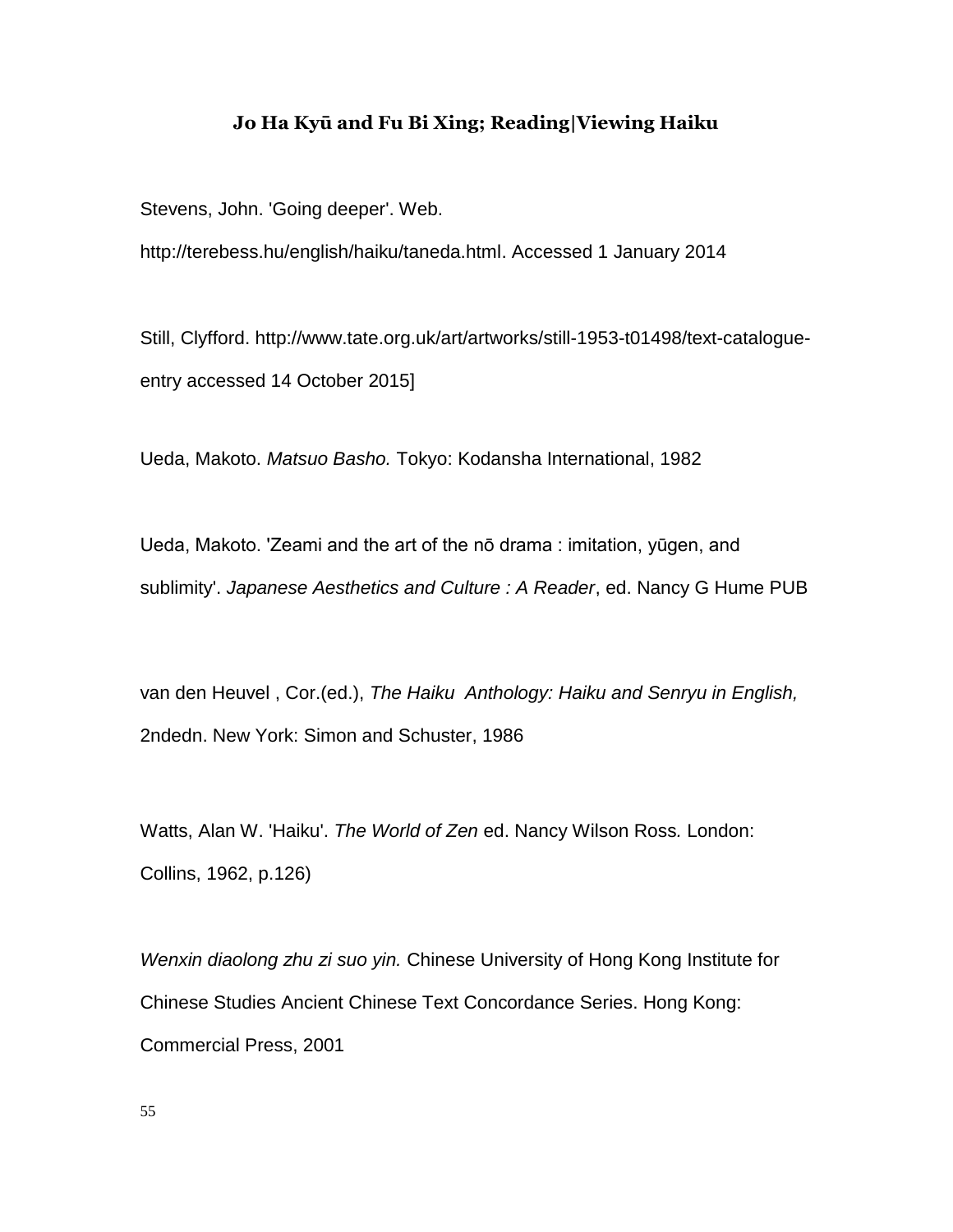Stevens, John. 'Going deeper'. Web. http://terebess.hu/english/haiku/taneda.html. Accessed 1 January 2014

Still, Clyfford. http://www.tate.org.uk/art/artworks/still-1953-t01498/text-catalogue-entry accessed 14 October 2015]

Ueda, Makoto. *Matsuo Basho.* Tokyo: Kodansha International, 1982

Ueda, Makoto. 'Zeami and the art of the nō drama : imitation, yūgen, and sublimity'. *Japanese Aesthetics and Culture : A Reader*, ed. Nancy G Hume PUB

van den Heuvel , Cor.(ed.), *The Haiku Anthology: Haiku and Senryu in English,* 2ndedn. New York: Simon and Schuster, 1986

Watts, Alan W. 'Haiku'. *The World of Zen* ed. Nancy Wilson Ross*.* London: Collins, 1962, p.126)

*Wenxin diaolong zhu zi suo yin.* Chinese University of Hong Kong Institute for Chinese Studies Ancient Chinese Text Concordance Series. Hong Kong: Commercial Press, 2001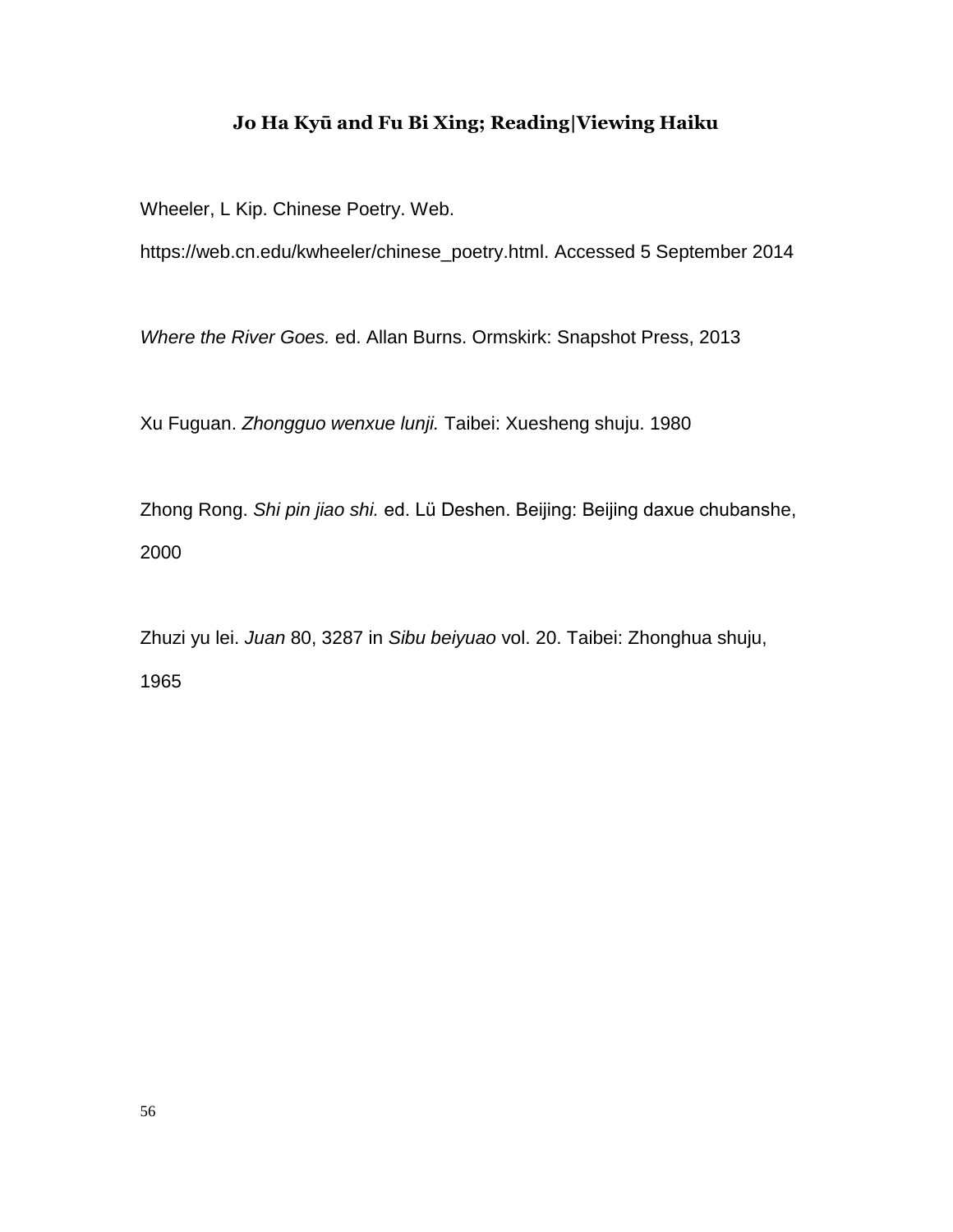Wheeler, L Kip. Chinese Poetry. Web. https://web.cn.edu/kwheeler/chinese_poetry.html. Accessed 5 September 2014

*Where the River Goes.* ed. Allan Burns. Ormskirk: Snapshot Press, 2013

Xu Fuguan. *Zhongguo wenxue lunji.* Taibei: Xuesheng shuju. 1980

Zhong Rong. *Shi pin jiao shi.* ed. Lü Deshen. Beijing: Beijing daxue chubanshe, 2000

Zhuzi yu lei. *Juan* 80, 3287 in *Sibu beiyuao* vol. 20. Taibei: Zhonghua shuju, 1965